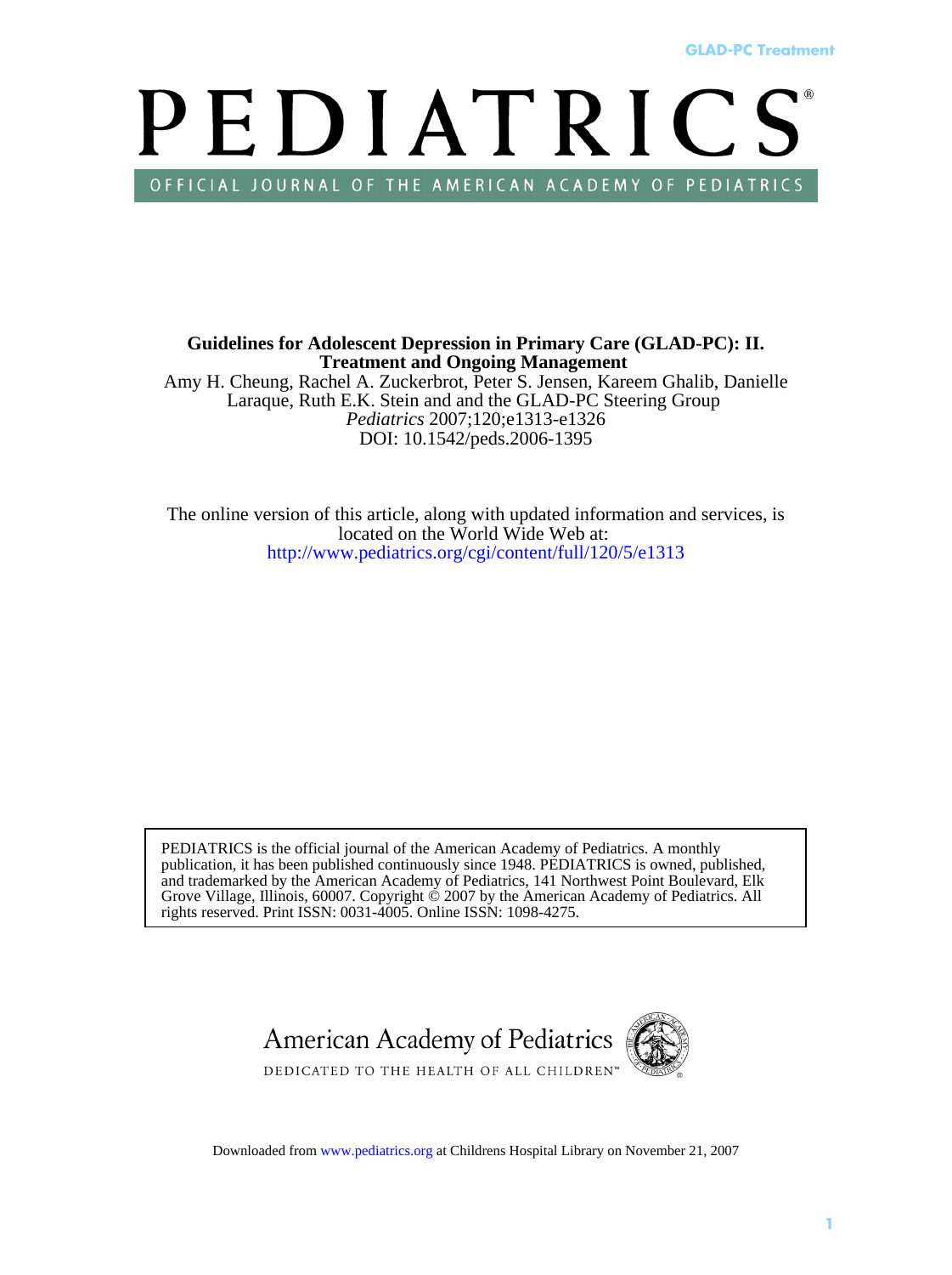# PEDIATRICS®

OFFICIAL JOURNAL OF THE AMERICAN ACADEMY OF PEDIATRICS

**Guidelines for Adolescent Depression in Primary Care (GLAD-PC): II. Treatment and Ongoing Management**

Amy H. Cheung, Rachel A. Zuckerbrot, Peter S. Jensen, Kareem Ghalib, Danielle Laraque, Ruth E.K. Stein and and the GLAD-PC Steering Group

*Pediatrics* 2007;120;e1313-e1326

DOI: 10.1542/peds.2006-1395

The online version of this article, along with updated information and services, is located on the World Wide Web at:

http://www.pediatrics.org/cgi/content/full/120/5/e1313

PEDIATRICS is the official journal of the American Academy of Pediatrics. A monthly publication, it has been published continuously since 1948. PEDIATRICS is owned, published, and trademarked by the American Academy of Pediatrics, 141 Northwest Point Boulevard, Elk Grove Village, Illinois, 60007. Copyright © 2007 by the American Academy of Pediatrics. All rights reserved. Print ISSN: 0031-4005. Online ISSN: 1098-4275.

American Academy of Pediatrics

DEDICATED TO THE HEALTH OF ALL CHILDREN™

Downloaded from www.pediatrics.org at Childrens Hospital Library on November 21, 2007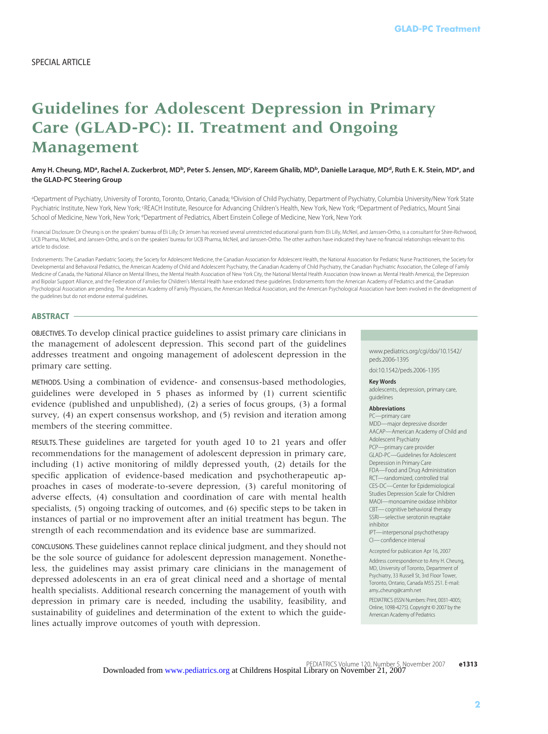SPECIAL ARTICLE

# Guidelines for Adolescent Depression in Primary Care (GLAD-PC): II. Treatment and Ongoing Management

**Amy H. Cheung, MD[a], Rachel A. Zuckerbrot, MD[b], Peter S. Jensen, MD[c], Kareem Ghalib, MD[b], Danielle Laraque, MD[d], Ruth E. K. Stein, MD[e], and the GLAD-PC Steering Group**

[a]Department of Psychiatry, University of Toronto, Toronto, Ontario, Canada; [b]Division of Child Psychiatry, Department of Psychiatry, Columbia University/New York State Psychiatric Institute, New York, New York; [c]REACH Institute, Resource for Advancing Children's Health, New York, New York; [d]Department of Pediatrics, Mount Sinai School of Medicine, New York, New York; [e]Department of Pediatrics, Albert Einstein College of Medicine, New York, New York

Financial Disclosure: Dr Cheung is on the speakers' bureau of Eli Lilly; Dr Jensen has received several unrestricted educational grants from Eli Lilly, McNeil, and Janssen-Ortho, is a consultant for Shire-Richwood, UCB Pharma, McNeil, and Janssen-Ortho, and is on the speakers' bureau for UCB Pharma, McNeil, and Janssen-Ortho. The other authors have indicated they have no financial relationships relevant to this article to disclose.

Endorsements: The Canadian Paediatric Society, the Society for Adolescent Medicine, the Canadian Association for Adolescent Health, the National Association for Pediatric Nurse Practitioners, the Society for Developmental and Behavioral Pediatrics, the American Academy of Child and Adolescent Psychiatry, the Canadian Academy of Child Psychiatry, the Canadian Psychiatric Association, the College of Family Medicine of Canada, the National Alliance on Mental Illness, the Mental Health Association of New York City, the National Mental Health Association (now known as Mental Health America), the Depression and Bipolar Support Alliance, and the Federation of Families for Children's Mental Health have endorsed these guidelines. Endorsements from the American Academy of Pediatrics and the Canadian Psychological Association are pending. The American Academy of Family Physicians, the American Medical Association, and the American Psychological Association have been involved in the development of the guidelines but do not endorse external guidelines.

## ABSTRACT

OBJECTIVES. To develop clinical practice guidelines to assist primary care clinicians in the management of adolescent depression. This second part of the guidelines addresses treatment and ongoing management of adolescent depression in the primary care setting.

METHODS. Using a combination of evidence- and consensus-based methodologies, guidelines were developed in 5 phases as informed by (1) current scientific evidence (published and unpublished), (2) a series of focus groups, (3) a formal survey, (4) an expert consensus workshop, and (5) revision and iteration among members of the steering committee.

RESULTS. These guidelines are targeted for youth aged 10 to 21 years and offer recommendations for the management of adolescent depression in primary care, including (1) active monitoring of mildly depressed youth, (2) details for the specific application of evidence-based medication and psychotherapeutic approaches in cases of moderate-to-severe depression, (3) careful monitoring of adverse effects, (4) consultation and coordination of care with mental health specialists, (5) ongoing tracking of outcomes, and (6) specific steps to be taken in instances of partial or no improvement after an initial treatment has begun. The strength of each recommendation and its evidence base are summarized.

CONCLUSIONS. These guidelines cannot replace clinical judgment, and they should not be the sole source of guidance for adolescent depression management. Nonetheless, the guidelines may assist primary care clinicians in the management of depressed adolescents in an era of great clinical need and a shortage of mental health specialists. Additional research concerning the management of youth with depression in primary care is needed, including the usability, feasibility, and sustainability of guidelines and determination of the extent to which the guidelines actually improve outcomes of youth with depression.

www.pediatrics.org/cgi/doi/10.1542/peds.2006-1395

doi:10.1542/peds.2006-1395

**Key Words**
adolescents, depression, primary care, guidelines

**Abbreviations**
PC—primary care
MDD—major depressive disorder
AACAP—American Academy of Child and Adolescent Psychiatry
PCP—primary care provider
GLAD-PC—Guidelines for Adolescent Depression in Primary Care
FDA—Food and Drug Administration
RCT—randomized, controlled trial
CES-DC—Center for Epidemiological Studies Depression Scale for Children
MAOI—monoamine oxidase inhibitor
CBT—cognitive behavioral therapy
SSRI—selective serotonin reuptake inhibitor
IPT—interpersonal psychotherapy
CI—confidence interval

Accepted for publication Apr 16, 2007

Address correspondence to Amy H. Cheung, MD, University of Toronto, Department of Psychiatry, 33 Russell St, 3rd Floor Tower, Toronto, Ontario, Canada M5S 2S1. E-mail: amy_cheung@camh.net

PEDIATRICS (ISSN Numbers: Print, 0031-4005; Online, 1098-4275). Copyright © 2007 by the American Academy of Pediatrics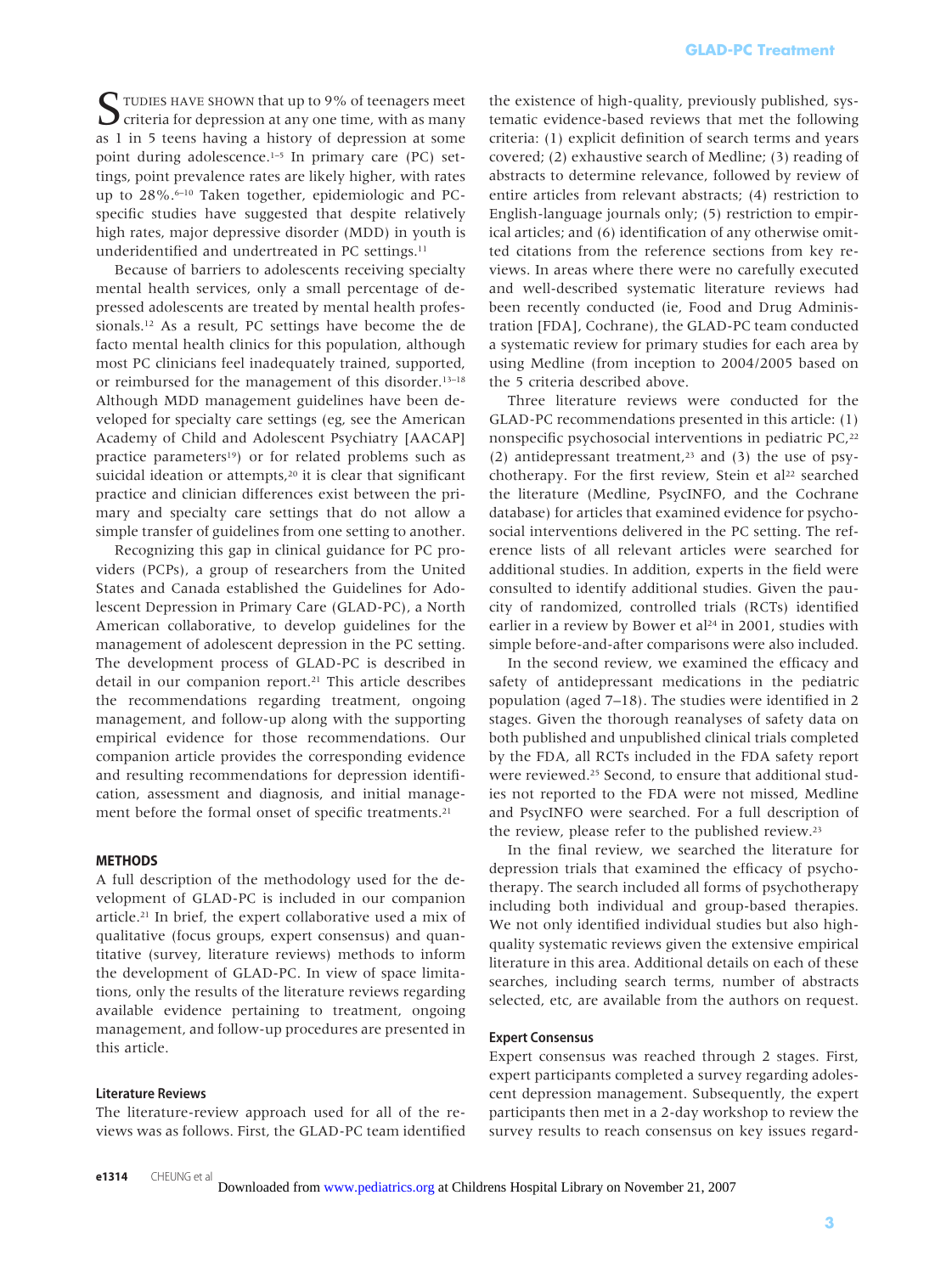STUDIES HAVE SHOWN that up to 9% of teenagers meet criteria for depression at any one time, with as many as 1 in 5 teens having a history of depression at some point during adolescence.[1–5] In primary care (PC) settings, point prevalence rates are likely higher, with rates up to 28%.[6–10] Taken together, epidemiologic and PC-specific studies have suggested that despite relatively high rates, major depressive disorder (MDD) in youth is underidentified and undertreated in PC settings.[11]

Because of barriers to adolescents receiving specialty mental health services, only a small percentage of depressed adolescents are treated by mental health professionals.[12] As a result, PC settings have become the de facto mental health clinics for this population, although most PC clinicians feel inadequately trained, supported, or reimbursed for the management of this disorder.[13–18] Although MDD management guidelines have been developed for specialty care settings (eg, see the American Academy of Child and Adolescent Psychiatry [AACAP] practice parameters[19]) or for related problems such as suicidal ideation or attempts,[20] it is clear that significant practice and clinician differences exist between the primary and specialty care settings that do not allow a simple transfer of guidelines from one setting to another.

Recognizing this gap in clinical guidance for PC providers (PCPs), a group of researchers from the United States and Canada established the Guidelines for Adolescent Depression in Primary Care (GLAD-PC), a North American collaborative, to develop guidelines for the management of adolescent depression in the PC setting. The development process of GLAD-PC is described in detail in our companion report.[21] This article describes the recommendations regarding treatment, ongoing management, and follow-up along with the supporting empirical evidence for those recommendations. Our companion article provides the corresponding evidence and resulting recommendations for depression identification, assessment and diagnosis, and initial management before the formal onset of specific treatments.[21]

## METHODS

A full description of the methodology used for the development of GLAD-PC is included in our companion article.[21] In brief, the expert collaborative used a mix of qualitative (focus groups, expert consensus) and quantitative (survey, literature reviews) methods to inform the development of GLAD-PC. In view of space limitations, only the results of the literature reviews regarding available evidence pertaining to treatment, ongoing management, and follow-up procedures are presented in this article.

### Literature Reviews

The literature-review approach used for all of the reviews was as follows. First, the GLAD-PC team identified the existence of high-quality, previously published, systematic evidence-based reviews that met the following criteria: (1) explicit definition of search terms and years covered; (2) exhaustive search of Medline; (3) reading of abstracts to determine relevance, followed by review of entire articles from relevant abstracts; (4) restriction to English-language journals only; (5) restriction to empirical articles; and (6) identification of any otherwise omitted citations from the reference sections from key reviews. In areas where there were no carefully executed and well-described systematic literature reviews had been recently conducted (ie, Food and Drug Administration [FDA], Cochrane), the GLAD-PC team conducted a systematic review for primary studies for each area by using Medline (from inception to 2004/2005 based on the 5 criteria described above.

Three literature reviews were conducted for the GLAD-PC recommendations presented in this article: (1) nonspecific psychosocial interventions in pediatric PC,[22] (2) antidepressant treatment,[23] and (3) the use of psychotherapy. For the first review, Stein et al[22] searched the literature (Medline, PsycINFO, and the Cochrane database) for articles that examined evidence for psychosocial interventions delivered in the PC setting. The reference lists of all relevant articles were searched for additional studies. In addition, experts in the field were consulted to identify additional studies. Given the paucity of randomized, controlled trials (RCTs) identified earlier in a review by Bower et al[24] in 2001, studies with simple before-and-after comparisons were also included.

In the second review, we examined the efficacy and safety of antidepressant medications in the pediatric population (aged 7–18). The studies were identified in 2 stages. Given the thorough reanalyses of safety data on both published and unpublished clinical trials completed by the FDA, all RCTs included in the FDA safety report were reviewed.[25] Second, to ensure that additional studies not reported to the FDA were not missed, Medline and PsycINFO were searched. For a full description of the review, please refer to the published review.[23]

In the final review, we searched the literature for depression trials that examined the efficacy of psychotherapy. The search included all forms of psychotherapy including both individual and group-based therapies. We not only identified individual studies but also high-quality systematic reviews given the extensive empirical literature in this area. Additional details on each of these searches, including search terms, number of abstracts selected, etc, are available from the authors on request.

### Expert Consensus

Expert consensus was reached through 2 stages. First, expert participants completed a survey regarding adolescent depression management. Subsequently, the expert participants then met in a 2-day workshop to review the survey results to reach consensus on key issues regard-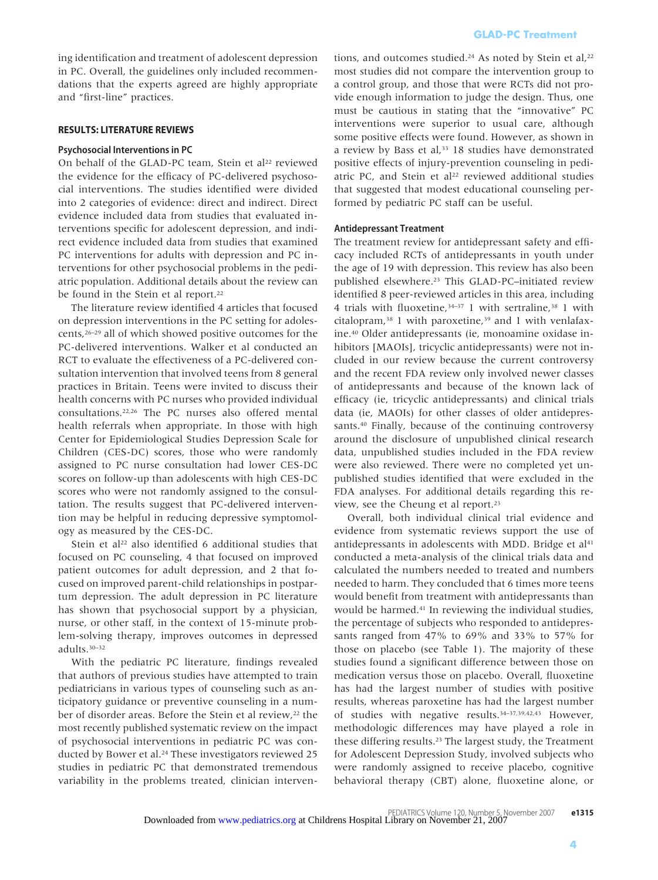ing identification and treatment of adolescent depression in PC. Overall, the guidelines only included recommendations that the experts agreed are highly appropriate and "first-line" practices.

## RESULTS: LITERATURE REVIEWS

### Psychosocial Interventions in PC

On behalf of the GLAD-PC team, Stein et al[22] reviewed the evidence for the efficacy of PC-delivered psychosocial interventions. The studies identified were divided into 2 categories of evidence: direct and indirect. Direct evidence included data from studies that evaluated interventions specific for adolescent depression, and indirect evidence included data from studies that examined PC interventions for adults with depression and PC interventions for other psychosocial problems in the pediatric population. Additional details about the review can be found in the Stein et al report.[22]

The literature review identified 4 articles that focused on depression interventions in the PC setting for adolescents,[26–29] all of which showed positive outcomes for the PC-delivered interventions. Walker et al conducted an RCT to evaluate the effectiveness of a PC-delivered consultation intervention that involved teens from 8 general practices in Britain. Teens were invited to discuss their health concerns with PC nurses who provided individual consultations.[22,26] The PC nurses also offered mental health referrals when appropriate. In those with high Center for Epidemiological Studies Depression Scale for Children (CES-DC) scores, those who were randomly assigned to PC nurse consultation had lower CES-DC scores on follow-up than adolescents with high CES-DC scores who were not randomly assigned to the consultation. The results suggest that PC-delivered intervention may be helpful in reducing depressive symptomology as measured by the CES-DC.

Stein et al[22] also identified 6 additional studies that focused on PC counseling, 4 that focused on improved patient outcomes for adult depression, and 2 that focused on improved parent-child relationships in postpartum depression. The adult depression in PC literature has shown that psychosocial support by a physician, nurse, or other staff, in the context of 15-minute problem-solving therapy, improves outcomes in depressed adults.[30–32]

With the pediatric PC literature, findings revealed that authors of previous studies have attempted to train pediatricians in various types of counseling such as anticipatory guidance or preventive counseling in a number of disorder areas. Before the Stein et al review,[22] the most recently published systematic review on the impact of psychosocial interventions in pediatric PC was conducted by Bower et al.[24] These investigators reviewed 25 studies in pediatric PC that demonstrated tremendous variability in the problems treated, clinician interventions, and outcomes studied.[24] As noted by Stein et al,[22] most studies did not compare the intervention group to a control group, and those that were RCTs did not provide enough information to judge the design. Thus, one must be cautious in stating that the "innovative" PC interventions were superior to usual care, although some positive effects were found. However, as shown in a review by Bass et al,[33] 18 studies have demonstrated positive effects of injury-prevention counseling in pediatric PC, and Stein et al[22] reviewed additional studies that suggested that modest educational counseling performed by pediatric PC staff can be useful.

### Antidepressant Treatment

The treatment review for antidepressant safety and efficacy included RCTs of antidepressants in youth under the age of 19 with depression. This review has also been published elsewhere.[23] This GLAD-PC–initiated review identified 8 peer-reviewed articles in this area, including 4 trials with fluoxetine,[34–37] 1 with sertraline,[38] 1 with citalopram,[38] 1 with paroxetine,[39] and 1 with venlafaxine.[40] Older antidepressants (ie, monoamine oxidase inhibitors [MAOIs], tricyclic antidepressants) were not included in our review because the current controversy and the recent FDA review only involved newer classes of antidepressants and because of the known lack of efficacy (ie, tricyclic antidepressants) and clinical trials data (ie, MAOIs) for other classes of older antidepressants.[40] Finally, because of the continuing controversy around the disclosure of unpublished clinical research data, unpublished studies included in the FDA review were also reviewed. There were no completed yet unpublished studies identified that were excluded in the FDA analyses. For additional details regarding this review, see the Cheung et al report.[23]

Overall, both individual clinical trial evidence and evidence from systematic reviews support the use of antidepressants in adolescents with MDD. Bridge et al[41] conducted a meta-analysis of the clinical trials data and calculated the numbers needed to treated and numbers needed to harm. They concluded that 6 times more teens would benefit from treatment with antidepressants than would be harmed.[41] In reviewing the individual studies, the percentage of subjects who responded to antidepressants ranged from 47% to 69% and 33% to 57% for those on placebo (see Table 1). The majority of these studies found a significant difference between those on medication versus those on placebo. Overall, fluoxetine has had the largest number of studies with positive results, whereas paroxetine has had the largest number of studies with negative results.[34–37,39,42,43] However, methodologic differences may have played a role in these differing results.[23] The largest study, the Treatment for Adolescent Depression Study, involved subjects who were randomly assigned to receive placebo, cognitive behavioral therapy (CBT) alone, fluoxetine alone, or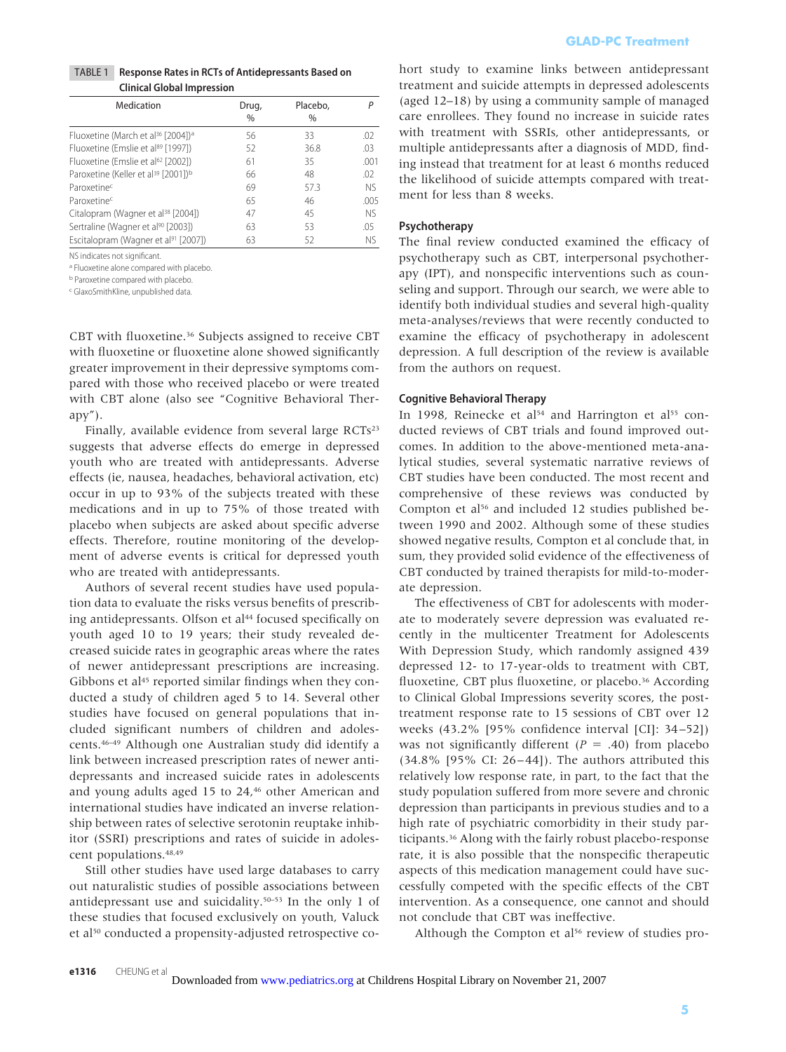**TABLE 1 Response Rates in RCTs of Antidepressants Based on Clinical Global Impression**

| Medication | Drug, % | Placebo, % | P |
|---|---|---|---|
| Fluoxetine (March et al[36] [2004])[a] | 56 | 33 | .02 |
| Fluoxetine (Emslie et al[89] [1997]) | 52 | 36.8 | .03 |
| Fluoxetine (Emslie et al[62] [2002]) | 61 | 35 | .001 |
| Paroxetine (Keller et al[39] [2001])[b] | 66 | 48 | .02 |
| Paroxetine[c] | 69 | 57.3 | NS |
| Paroxetine[c] | 65 | 46 | .005 |
| Citalopram (Wagner et al[38] [2004]) | 47 | 45 | NS |
| Sertraline (Wagner et al[90] [2003]) | 63 | 53 | .05 |
| Escitalopram (Wagner et al[91] [2007]) | 63 | 52 | NS |

NS indicates not significant.

[a] Fluoxetine alone compared with placebo.

[b] Paroxetine compared with placebo.

[c] GlaxoSmithKline, unpublished data.

CBT with fluoxetine.[36] Subjects assigned to receive CBT with fluoxetine or fluoxetine alone showed significantly greater improvement in their depressive symptoms compared with those who received placebo or were treated with CBT alone (also see "Cognitive Behavioral Therapy").

Finally, available evidence from several large RCTs[23] suggests that adverse effects do emerge in depressed youth who are treated with antidepressants. Adverse effects (ie, nausea, headaches, behavioral activation, etc) occur in up to 93% of the subjects treated with these medications and in up to 75% of those treated with placebo when subjects are asked about specific adverse effects. Therefore, routine monitoring of the development of adverse events is critical for depressed youth who are treated with antidepressants.

Authors of several recent studies have used population data to evaluate the risks versus benefits of prescribing antidepressants. Olfson et al[44] focused specifically on youth aged 10 to 19 years; their study revealed decreased suicide rates in geographic areas where the rates of newer antidepressant prescriptions are increasing. Gibbons et al[45] reported similar findings when they conducted a study of children aged 5 to 14. Several other studies have focused on general populations that included significant numbers of children and adolescents.[46–49] Although one Australian study did identify a link between increased prescription rates of newer antidepressants and increased suicide rates in adolescents and young adults aged 15 to 24,[46] other American and international studies have indicated an inverse relationship between rates of selective serotonin reuptake inhibitor (SSRI) prescriptions and rates of suicide in adolescent populations.[48,49]

Still other studies have used large databases to carry out naturalistic studies of possible associations between antidepressant use and suicidality.[50–53] In the only 1 of these studies that focused exclusively on youth, Valuck et al[50] conducted a propensity-adjusted retrospective cohort study to examine links between antidepressant treatment and suicide attempts in depressed adolescents (aged 12–18) by using a community sample of managed care enrollees. They found no increase in suicide rates with treatment with SSRIs, other antidepressants, or multiple antidepressants after a diagnosis of MDD, finding instead that treatment for at least 6 months reduced the likelihood of suicide attempts compared with treatment for less than 8 weeks.

### Psychotherapy

The final review conducted examined the efficacy of psychotherapy such as CBT, interpersonal psychotherapy (IPT), and nonspecific interventions such as counseling and support. Through our search, we were able to identify both individual studies and several high-quality meta-analyses/reviews that were recently conducted to examine the efficacy of psychotherapy in adolescent depression. A full description of the review is available from the authors on request.

### Cognitive Behavioral Therapy

In 1998, Reinecke et al[54] and Harrington et al[55] conducted reviews of CBT trials and found improved outcomes. In addition to the above-mentioned meta-analytical studies, several systematic narrative reviews of CBT studies have been conducted. The most recent and comprehensive of these reviews was conducted by Compton et al[56] and included 12 studies published between 1990 and 2002. Although some of these studies showed negative results, Compton et al conclude that, in sum, they provided solid evidence of the effectiveness of CBT conducted by trained therapists for mild-to-moderate depression.

The effectiveness of CBT for adolescents with moderate to moderately severe depression was evaluated recently in the multicenter Treatment for Adolescents With Depression Study, which randomly assigned 439 depressed 12- to 17-year-olds to treatment with CBT, fluoxetine, CBT plus fluoxetine, or placebo.[36] According to Clinical Global Impressions severity scores, the posttreatment response rate to 15 sessions of CBT over 12 weeks (43.2% [95% confidence interval [CI]: 34–52]) was not significantly different ($P = .40$) from placebo (34.8% [95% CI: 26–44]). The authors attributed this relatively low response rate, in part, to the fact that the study population suffered from more severe and chronic depression than participants in previous studies and to a high rate of psychiatric comorbidity in their study participants.[36] Along with the fairly robust placebo-response rate, it is also possible that the nonspecific therapeutic aspects of this medication management could have successfully competed with the specific effects of the CBT intervention. As a consequence, one cannot and should not conclude that CBT was ineffective.

Although the Compton et al[56] review of studies pro-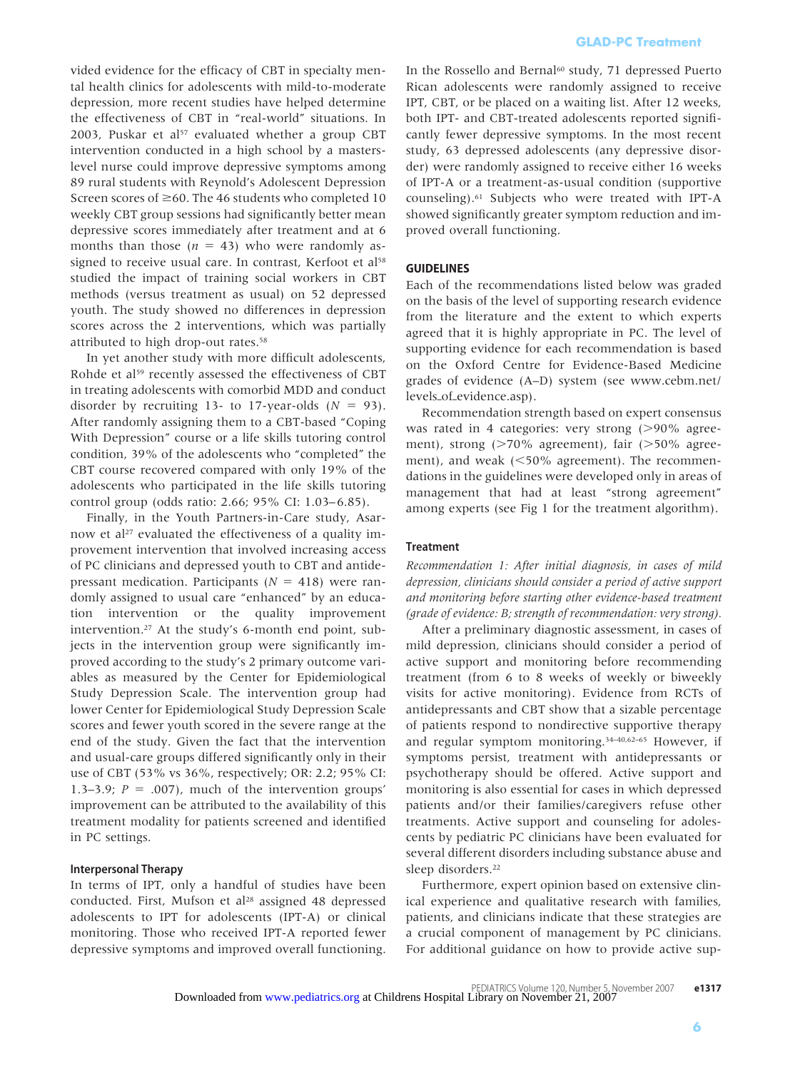vided evidence for the efficacy of CBT in specialty mental health clinics for adolescents with mild-to-moderate depression, more recent studies have helped determine the effectiveness of CBT in "real-world" situations. In 2003, Puskar et al[57] evaluated whether a group CBT intervention conducted in a high school by a masters-level nurse could improve depressive symptoms among 89 rural students with Reynold's Adolescent Depression Screen scores of ≥60. The 46 students who completed 10 weekly CBT group sessions had significantly better mean depressive scores immediately after treatment and at 6 months than those ($n$ = 43) who were randomly assigned to receive usual care. In contrast, Kerfoot et al[58] studied the impact of training social workers in CBT methods (versus treatment as usual) on 52 depressed youth. The study showed no differences in depression scores across the 2 interventions, which was partially attributed to high drop-out rates.[58]

In yet another study with more difficult adolescents, Rohde et al[59] recently assessed the effectiveness of CBT in treating adolescents with comorbid MDD and conduct disorder by recruiting 13- to 17-year-olds ($N$ = 93). After randomly assigning them to a CBT-based "Coping With Depression" course or a life skills tutoring control condition, 39% of the adolescents who "completed" the CBT course recovered compared with only 19% of the adolescents who participated in the life skills tutoring control group (odds ratio: 2.66; 95% CI: 1.03–6.85).

Finally, in the Youth Partners-in-Care study, Asarnow et al[27] evaluated the effectiveness of a quality improvement intervention that involved increasing access of PC clinicians and depressed youth to CBT and antidepressant medication. Participants ($N$ = 418) were randomly assigned to usual care "enhanced" by an education intervention or the quality improvement intervention.[27] At the study's 6-month end point, subjects in the intervention group were significantly improved according to the study's 2 primary outcome variables as measured by the Center for Epidemiological Study Depression Scale. The intervention group had lower Center for Epidemiological Study Depression Scale scores and fewer youth scored in the severe range at the end of the study. Given the fact that the intervention and usual-care groups differed significantly only in their use of CBT (53% vs 36%, respectively; OR: 2.2; 95% CI: 1.3–3.9; $P$ = .007), much of the intervention groups' improvement can be attributed to the availability of this treatment modality for patients screened and identified in PC settings.

### Interpersonal Therapy

In terms of IPT, only a handful of studies have been conducted. First, Mufson et al[28] assigned 48 depressed adolescents to IPT for adolescents (IPT-A) or clinical monitoring. Those who received IPT-A reported fewer depressive symptoms and improved overall functioning. In the Rossello and Bernal[60] study, 71 depressed Puerto Rican adolescents were randomly assigned to receive IPT, CBT, or be placed on a waiting list. After 12 weeks, both IPT- and CBT-treated adolescents reported significantly fewer depressive symptoms. In the most recent study, 63 depressed adolescents (any depressive disorder) were randomly assigned to receive either 16 weeks of IPT-A or a treatment-as-usual condition (supportive counseling).[61] Subjects who were treated with IPT-A showed significantly greater symptom reduction and improved overall functioning.

## GUIDELINES

Each of the recommendations listed below was graded on the basis of the level of supporting research evidence from the literature and the extent to which experts agreed that it is highly appropriate in PC. The level of supporting evidence for each recommendation is based on the Oxford Centre for Evidence-Based Medicine grades of evidence (A–D) system (see www.cebm.net/levels_of_evidence.asp).

Recommendation strength based on expert consensus was rated in 4 categories: very strong (>90% agreement), strong (>70% agreement), fair (>50% agreement), and weak (<50% agreement). The recommendations in the guidelines were developed only in areas of management that had at least "strong agreement" among experts (see Fig 1 for the treatment algorithm).

### Treatment

*Recommendation 1: After initial diagnosis, in cases of mild depression, clinicians should consider a period of active support and monitoring before starting other evidence-based treatment (grade of evidence: B; strength of recommendation: very strong).*

After a preliminary diagnostic assessment, in cases of mild depression, clinicians should consider a period of active support and monitoring before recommending treatment (from 6 to 8 weeks of weekly or biweekly visits for active monitoring). Evidence from RCTs of antidepressants and CBT show that a sizable percentage of patients respond to nondirective supportive therapy and regular symptom monitoring.[34–40,62–65] However, if symptoms persist, treatment with antidepressants or psychotherapy should be offered. Active support and monitoring is also essential for cases in which depressed patients and/or their families/caregivers refuse other treatments. Active support and counseling for adolescents by pediatric PC clinicians have been evaluated for several different disorders including substance abuse and sleep disorders.[22]

Furthermore, expert opinion based on extensive clinical experience and qualitative research with families, patients, and clinicians indicate that these strategies are a crucial component of management by PC clinicians. For additional guidance on how to provide active sup-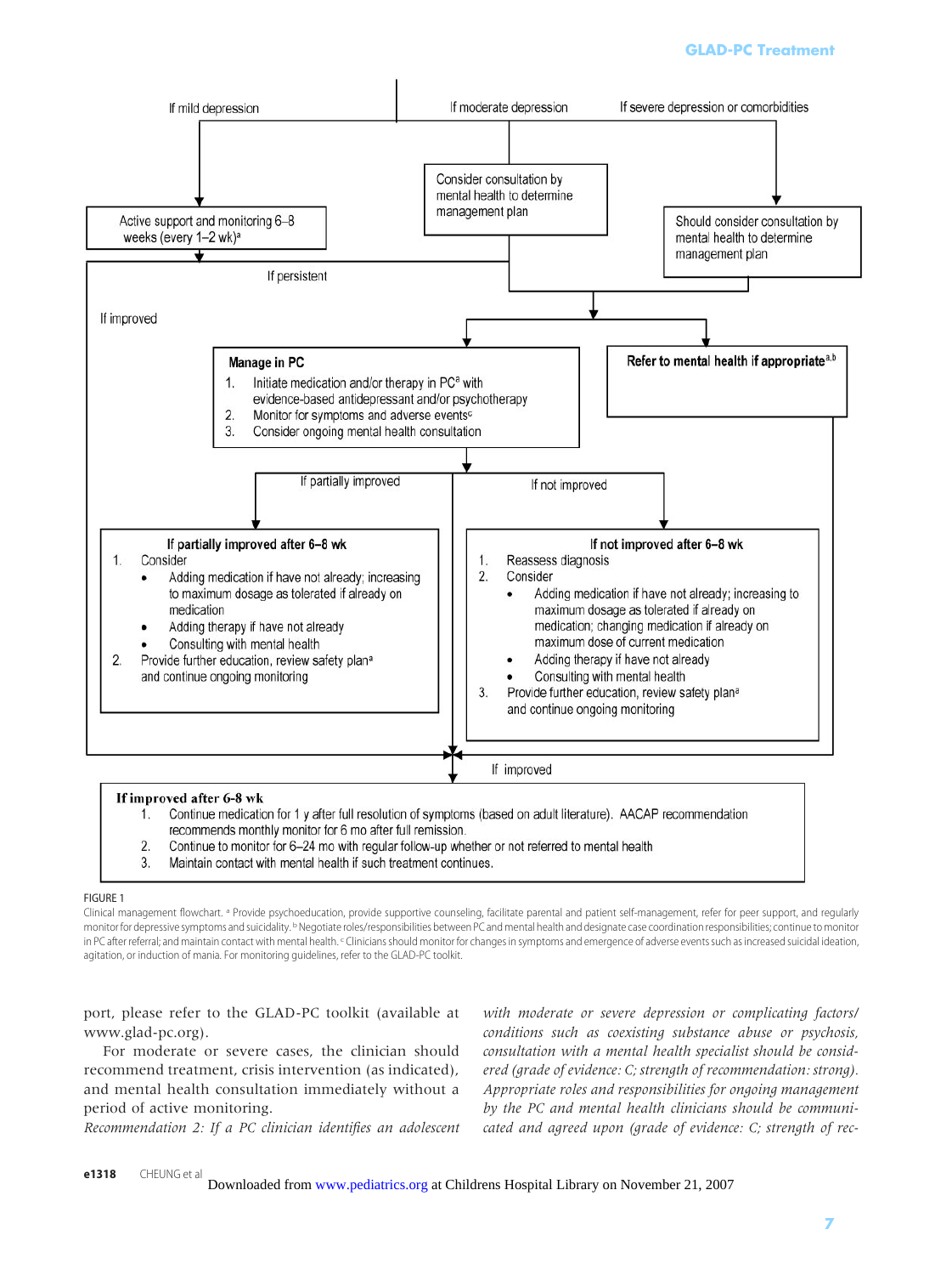If mild depression | If moderate depression | If severe depression or comorbidities

**If mild depression:** Active support and monitoring 6–8 weeks (every 1–2 wk)[a]

**If moderate depression:** Consider consultation by mental health to determine management plan

**If severe depression or comorbidities:** Should consider consultation by mental health to determine management plan

If persistent

If improved

**Manage in PC**

1. Initiate medication and/or therapy in PC[a] with evidence-based antidepressant and/or psychotherapy
2. Monitor for symptoms and adverse events[c]
3. Consider ongoing mental health consultation

**Refer to mental health if appropriate**[a,b]

If partially improved

If not improved

**If partially improved after 6–8 wk**

1. Consider
   - Adding medication if have not already; increasing to maximum dosage as tolerated if already on medication
   - Adding therapy if have not already
   - Consulting with mental health
2. Provide further education, review safety plan[a] and continue ongoing monitoring

**If not improved after 6–8 wk**

1. Reassess diagnosis
2. Consider
   - Adding medication if have not already; increasing to maximum dosage as tolerated if already on medication; changing medication if already on maximum dose of current medication
   - Adding therapy if have not already
   - Consulting with mental health
3. Provide further education, review safety plan[a] and continue ongoing monitoring

If improved

**If improved after 6-8 wk**

1. Continue medication for 1 y after full resolution of symptoms (based on adult literature). AACAP recommendation recommends monthly monitor for 6 mo after full remission.
2. Continue to monitor for 6–24 mo with regular follow-up whether or not referred to mental health
3. Maintain contact with mental health if such treatment continues.

FIGURE 1

Clinical management flowchart. [a] Provide psychoeducation, provide supportive counseling, facilitate parental and patient self-management, refer for peer support, and regularly monitor for depressive symptoms and suicidality. [b] Negotiate roles/responsibilities between PC and mental health and designate case coordination responsibilities; continue to monitor in PC after referral; and maintain contact with mental health. [c] Clinicians should monitor for changes in symptoms and emergence of adverse events such as increased suicidal ideation, agitation, or induction of mania. For monitoring guidelines, refer to the GLAD-PC toolkit.

port, please refer to the GLAD-PC toolkit (available at www.glad-pc.org).

For moderate or severe cases, the clinician should recommend treatment, crisis intervention (as indicated), and mental health consultation immediately without a period of active monitoring.

*Recommendation 2: If a PC clinician identifies an adolescent with moderate or severe depression or complicating factors/conditions such as coexisting substance abuse or psychosis, consultation with a mental health specialist should be considered (grade of evidence: C; strength of recommendation: strong). Appropriate roles and responsibilities for ongoing management by the PC and mental health clinicians should be communicated and agreed upon (grade of evidence: C; strength of rec-*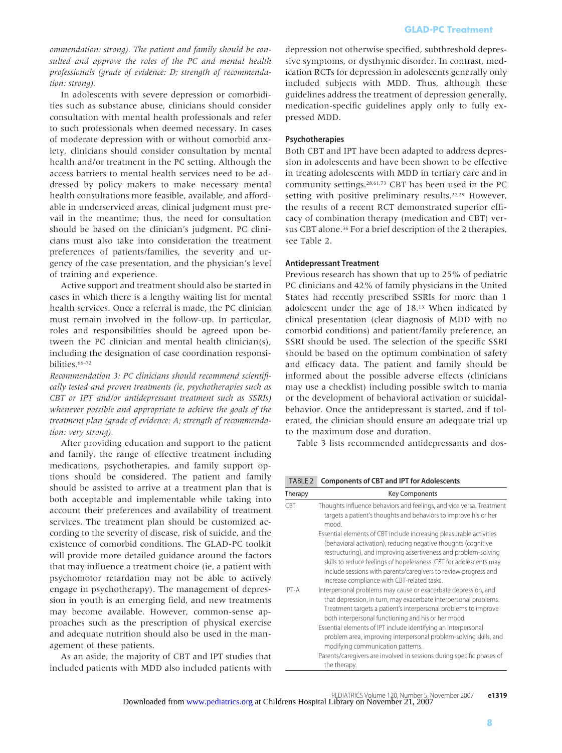*ommendation: strong). The patient and family should be consulted and approve the roles of the PC and mental health professionals (grade of evidence: D; strength of recommendation: strong).*

In adolescents with severe depression or comorbidities such as substance abuse, clinicians should consider consultation with mental health professionals and refer to such professionals when deemed necessary. In cases of moderate depression with or without comorbid anxiety, clinicians should consider consultation by mental health and/or treatment in the PC setting. Although the access barriers to mental health services need to be addressed by policy makers to make necessary mental health consultations more feasible, available, and affordable in underserviced areas, clinical judgment must prevail in the meantime; thus, the need for consultation should be based on the clinician's judgment. PC clinicians must also take into consideration the treatment preferences of patients/families, the severity and urgency of the case presentation, and the physician's level of training and experience.

Active support and treatment should also be started in cases in which there is a lengthy waiting list for mental health services. Once a referral is made, the PC clinician must remain involved in the follow-up. In particular, roles and responsibilities should be agreed upon between the PC clinician and mental health clinician(s), including the designation of case coordination responsibilities.[66–72]

*Recommendation 3: PC clinicians should recommend scientifically tested and proven treatments (ie, psychotherapies such as CBT or IPT and/or antidepressant treatment such as SSRIs) whenever possible and appropriate to achieve the goals of the treatment plan (grade of evidence: A; strength of recommendation: very strong).*

After providing education and support to the patient and family, the range of effective treatment including medications, psychotherapies, and family support options should be considered. The patient and family should be assisted to arrive at a treatment plan that is both acceptable and implementable while taking into account their preferences and availability of treatment services. The treatment plan should be customized according to the severity of disease, risk of suicide, and the existence of comorbid conditions. The GLAD-PC toolkit will provide more detailed guidance around the factors that may influence a treatment choice (ie, a patient with psychomotor retardation may not be able to actively engage in psychotherapy). The management of depression in youth is an emerging field, and new treatments may become available. However, common-sense approaches such as the prescription of physical exercise and adequate nutrition should also be used in the management of these patients.

As an aside, the majority of CBT and IPT studies that included patients with MDD also included patients with depression not otherwise specified, subthreshold depressive symptoms, or dysthymic disorder. In contrast, medication RCTs for depression in adolescents generally only included subjects with MDD. Thus, although these guidelines address the treatment of depression generally, medication-specific guidelines apply only to fully expressed MDD.

### Psychotherapies

Both CBT and IPT have been adapted to address depression in adolescents and have been shown to be effective in treating adolescents with MDD in tertiary care and in community settings.[28,61,73] CBT has been used in the PC setting with positive preliminary results.[27,29] However, the results of a recent RCT demonstrated superior efficacy of combination therapy (medication and CBT) versus CBT alone.[36] For a brief description of the 2 therapies, see Table 2.

### Antidepressant Treatment

Previous research has shown that up to 25% of pediatric PC clinicians and 42% of family physicians in the United States had recently prescribed SSRIs for more than 1 adolescent under the age of 18.[13] When indicated by clinical presentation (clear diagnosis of MDD with no comorbid conditions) and patient/family preference, an SSRI should be used. The selection of the specific SSRI should be based on the optimum combination of safety and efficacy data. The patient and family should be informed about the possible adverse effects (clinicians may use a checklist) including possible switch to mania or the development of behavioral activation or suicidal-behavior. Once the antidepressant is started, and if tolerated, the clinician should ensure an adequate trial up to the maximum dose and duration.

Table 3 lists recommended antidepressants and dos-

**TABLE 2 Components of CBT and IPT for Adolescents**

| Therapy | Key Components |
|---|---|
| CBT | Thoughts influence behaviors and feelings, and vice versa. Treatment targets a patient's thoughts and behaviors to improve his or her mood. |
| | Essential elements of CBT include increasing pleasurable activities (behavioral activation), reducing negative thoughts (cognitive restructuring), and improving assertiveness and problem-solving skills to reduce feelings of hopelessness. CBT for adolescents may include sessions with parents/caregivers to review progress and increase compliance with CBT-related tasks. |
| IPT-A | Interpersonal problems may cause or exacerbate depression, and that depression, in turn, may exacerbate interpersonal problems. Treatment targets a patient's interpersonal problems to improve both interpersonal functioning and his or her mood. |
| | Essential elements of IPT include identifying an interpersonal problem area, improving interpersonal problem-solving skills, and modifying communication patterns. |
| | Parents/caregivers are involved in sessions during specific phases of the therapy. |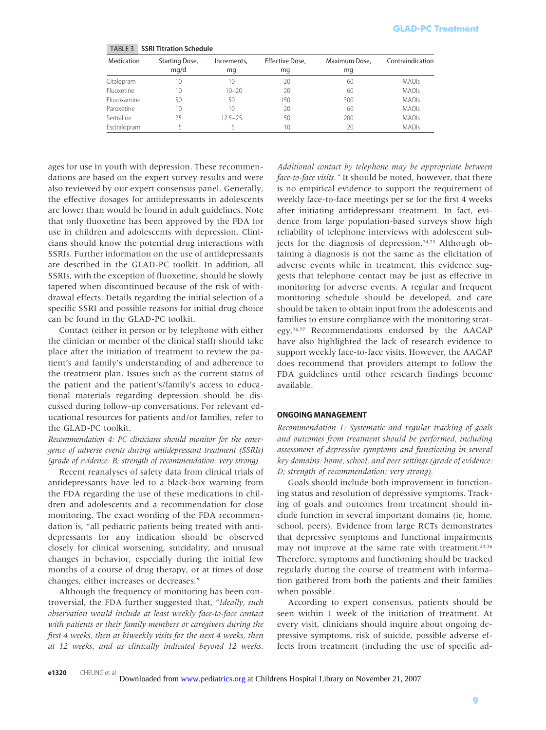TABLE 3 SSRI Titration Schedule

| Medication | Starting Dose, mg/d | Increments, mg | Effective Dose, mg | Maximum Dose, mg | Contraindication |
|---|---|---|---|---|---|
| Citalopram | 10 | 10 | 20 | 60 | MAOIs |
| Fluoxetine | 10 | 10–20 | 20 | 60 | MAOIs |
| Fluvoxamine | 50 | 50 | 150 | 300 | MAOIs |
| Paroxetine | 10 | 10 | 20 | 60 | MAOIs |
| Sertraline | 25 | 12.5–25 | 50 | 200 | MAOIs |
| Escitalopram | 5 | 5 | 10 | 20 | MAOIs |

ages for use in youth with depression. These recommendations are based on the expert survey results and were also reviewed by our expert consensus panel. Generally, the effective dosages for antidepressants in adolescents are lower than would be found in adult guidelines. Note that only fluoxetine has been approved by the FDA for use in children and adolescents with depression. Clinicians should know the potential drug interactions with SSRIs. Further information on the use of antidepressants are described in the GLAD-PC toolkit. In addition, all SSRIs, with the exception of fluoxetine, should be slowly tapered when discontinued because of the risk of withdrawal effects. Details regarding the initial selection of a specific SSRI and possible reasons for initial drug choice can be found in the GLAD-PC toolkit.

Contact (either in person or by telephone with either the clinician or member of the clinical staff) should take place after the initiation of treatment to review the patient's and family's understanding of and adherence to the treatment plan. Issues such as the current status of the patient and the patient's/family's access to educational materials regarding depression should be discussed during follow-up conversations. For relevant educational resources for patients and/or families, refer to the GLAD-PC toolkit.

*Recommendation 4: PC clinicians should monitor for the emergence of adverse events during antidepressant treatment (SSRIs) (grade of evidence: B; strength of recommendation: very strong).*

Recent reanalyses of safety data from clinical trials of antidepressants have led to a black-box warning from the FDA regarding the use of these medications in children and adolescents and a recommendation for close monitoring. The exact wording of the FDA recommendation is, "all pediatric patients being treated with antidepressants for any indication should be observed closely for clinical worsening, suicidality, and unusual changes in behavior, especially during the initial few months of a course of drug therapy, or at times of dose changes, either increases or decreases."

Although the frequency of monitoring has been controversial, the FDA further suggested that, "*Ideally, such observation would include at least weekly face-to-face contact with patients or their family members or caregivers during the first 4 weeks, then at biweekly visits for the next 4 weeks, then at 12 weeks, and as clinically indicated beyond 12 weeks. Additional contact by telephone may be appropriate between face-to-face visits.*" It should be noted, however, that there is no empirical evidence to support the requirement of weekly face-to-face meetings per se for the first 4 weeks after initiating antidepressant treatment. In fact, evidence from large population-based surveys show high reliability of telephone interviews with adolescent subjects for the diagnosis of depression.[74,75] Although obtaining a diagnosis is not the same as the elicitation of adverse events while in treatment, this evidence suggests that telephone contact may be just as effective in monitoring for adverse events. A regular and frequent monitoring schedule should be developed, and care should be taken to obtain input from the adolescents and families to ensure compliance with the monitoring strategy.[76,77] Recommendations endorsed by the AACAP have also highlighted the lack of research evidence to support weekly face-to-face visits. However, the AACAP does recommend that providers attempt to follow the FDA guidelines until other research findings become available.

## ONGOING MANAGEMENT

*Recommendation 1: Systematic and regular tracking of goals and outcomes from treatment should be performed, including assessment of depressive symptoms and functioning in several key domains: home, school, and peer settings (grade of evidence: D; strength of recommendation: very strong).*

Goals should include both improvement in functioning status and resolution of depressive symptoms. Tracking of goals and outcomes from treatment should include function in several important domains (ie, home, school, peers). Evidence from large RCTs demonstrates that depressive symptoms and functional impairments may not improve at the same rate with treatment.[23,36] Therefore, symptoms and functioning should be tracked regularly during the course of treatment with information gathered from both the patients and their families when possible.

According to expert consensus, patients should be seen within 1 week of the initiation of treatment. At every visit, clinicians should inquire about ongoing depressive symptoms, risk of suicide, possible adverse effects from treatment (including the use of specific ad-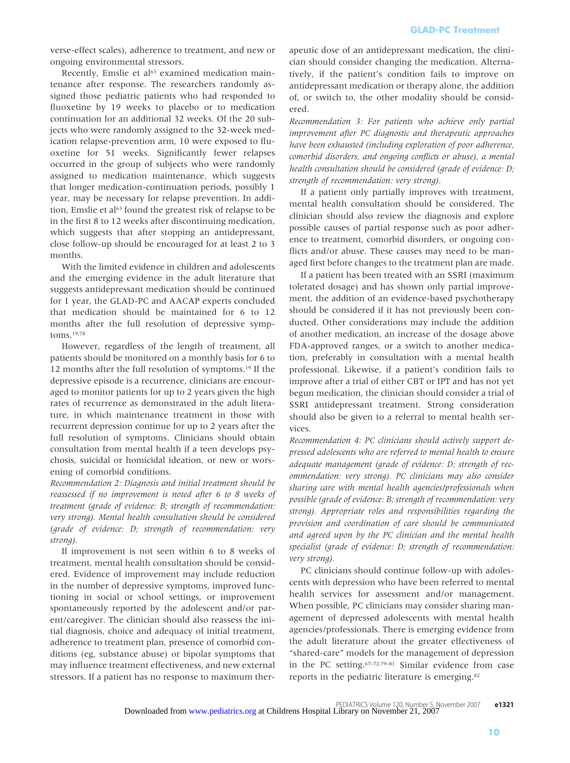verse-effect scales), adherence to treatment, and new or ongoing environmental stressors.

Recently, Emslie et al[63] examined medication maintenance after response. The researchers randomly assigned those pediatric patients who had responded to fluoxetine by 19 weeks to placebo or to medication continuation for an additional 32 weeks. Of the 20 subjects who were randomly assigned to the 32-week medication relapse-prevention arm, 10 were exposed to fluoxetine for 51 weeks. Significantly fewer relapses occurred in the group of subjects who were randomly assigned to medication maintenance, which suggests that longer medication-continuation periods, possibly 1 year, may be necessary for relapse prevention. In addition, Emslie et al[63] found the greatest risk of relapse to be in the first 8 to 12 weeks after discontinuing medication, which suggests that after stopping an antidepressant, close follow-up should be encouraged for at least 2 to 3 months.

With the limited evidence in children and adolescents and the emerging evidence in the adult literature that suggests antidepressant medication should be continued for 1 year, the GLAD-PC and AACAP experts concluded that medication should be maintained for 6 to 12 months after the full resolution of depressive symptoms.[19,78]

However, regardless of the length of treatment, all patients should be monitored on a monthly basis for 6 to 12 months after the full resolution of symptoms.[19] If the depressive episode is a recurrence, clinicians are encouraged to monitor patients for up to 2 years given the high rates of recurrence as demonstrated in the adult literature, in which maintenance treatment in those with recurrent depression continue for up to 2 years after the full resolution of symptoms. Clinicians should obtain consultation from mental health if a teen develops psychosis, suicidal or homicidal ideation, or new or worsening of comorbid conditions.

*Recommendation 2: Diagnosis and initial treatment should be reassessed if no improvement is noted after 6 to 8 weeks of treatment (grade of evidence: B; strength of recommendation: very strong). Mental health consultation should be considered (grade of evidence: D; strength of recommendation: very strong).*

If improvement is not seen within 6 to 8 weeks of treatment, mental health consultation should be considered. Evidence of improvement may include reduction in the number of depressive symptoms, improved functioning in social or school settings, or improvement spontaneously reported by the adolescent and/or parent/caregiver. The clinician should also reassess the initial diagnosis, choice and adequacy of initial treatment, adherence to treatment plan, presence of comorbid conditions (eg, substance abuse) or bipolar symptoms that may influence treatment effectiveness, and new external stressors. If a patient has no response to maximum therapeutic dose of an antidepressant medication, the clinician should consider changing the medication. Alternatively, if the patient's condition fails to improve on antidepressant medication or therapy alone, the addition of, or switch to, the other modality should be considered.

*Recommendation 3: For patients who achieve only partial improvement after PC diagnostic and therapeutic approaches have been exhausted (including exploration of poor adherence, comorbid disorders, and ongoing conflicts or abuse), a mental health consultation should be considered (grade of evidence: D; strength of recommendation: very strong).*

If a patient only partially improves with treatment, mental health consultation should be considered. The clinician should also review the diagnosis and explore possible causes of partial response such as poor adherence to treatment, comorbid disorders, or ongoing conflicts and/or abuse. These causes may need to be managed first before changes to the treatment plan are made.

If a patient has been treated with an SSRI (maximum tolerated dosage) and has shown only partial improvement, the addition of an evidence-based psychotherapy should be considered if it has not previously been conducted. Other considerations may include the addition of another medication, an increase of the dosage above FDA-approved ranges, or a switch to another medication, preferably in consultation with a mental health professional. Likewise, if a patient's condition fails to improve after a trial of either CBT or IPT and has not yet begun medication, the clinician should consider a trial of SSRI antidepressant treatment. Strong consideration should also be given to a referral to mental health services.

*Recommendation 4: PC clinicians should actively support depressed adolescents who are referred to mental health to ensure adequate management (grade of evidence: D; strength of recommendation: very strong). PC clinicians may also consider sharing care with mental health agencies/professionals when possible (grade of evidence: B; strength of recommendation: very strong). Appropriate roles and responsibilities regarding the provision and coordination of care should be communicated and agreed upon by the PC clinician and the mental health specialist (grade of evidence: D; strength of recommendation: very strong).*

PC clinicians should continue follow-up with adolescents with depression who have been referred to mental health services for assessment and/or management. When possible, PC clinicians may consider sharing management of depressed adolescents with mental health agencies/professionals. There is emerging evidence from the adult literature about the greater effectiveness of "shared-care" models for the management of depression in the PC setting.[67–72,79–81] Similar evidence from case reports in the pediatric literature is emerging.[82]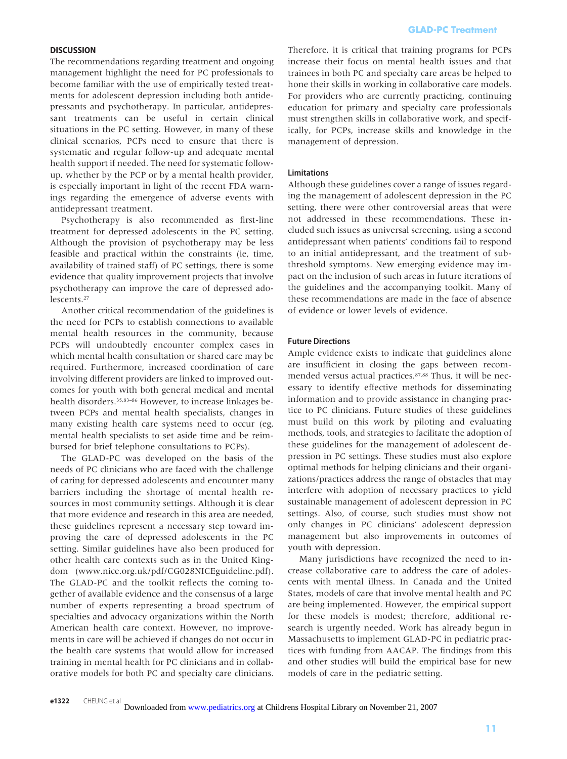## DISCUSSION

The recommendations regarding treatment and ongoing management highlight the need for PC professionals to become familiar with the use of empirically tested treatments for adolescent depression including both antidepressants and psychotherapy. In particular, antidepressant treatments can be useful in certain clinical situations in the PC setting. However, in many of these clinical scenarios, PCPs need to ensure that there is systematic and regular follow-up and adequate mental health support if needed. The need for systematic follow-up, whether by the PCP or by a mental health provider, is especially important in light of the recent FDA warnings regarding the emergence of adverse events with antidepressant treatment.

Psychotherapy is also recommended as first-line treatment for depressed adolescents in the PC setting. Although the provision of psychotherapy may be less feasible and practical within the constraints (ie, time, availability of trained staff) of PC settings, there is some evidence that quality improvement projects that involve psychotherapy can improve the care of depressed adolescents.[27]

Another critical recommendation of the guidelines is the need for PCPs to establish connections to available mental health resources in the community, because PCPs will undoubtedly encounter complex cases in which mental health consultation or shared care may be required. Furthermore, increased coordination of care involving different providers are linked to improved outcomes for youth with both general medical and mental health disorders.[35,83–86] However, to increase linkages between PCPs and mental health specialists, changes in many existing health care systems need to occur (eg, mental health specialists to set aside time and be reimbursed for brief telephone consultations to PCPs).

The GLAD-PC was developed on the basis of the needs of PC clinicians who are faced with the challenge of caring for depressed adolescents and encounter many barriers including the shortage of mental health resources in most community settings. Although it is clear that more evidence and research in this area are needed, these guidelines represent a necessary step toward improving the care of depressed adolescents in the PC setting. Similar guidelines have also been produced for other health care contexts such as in the United Kingdom (www.nice.org.uk/pdf/CG028NICEguideline.pdf). The GLAD-PC and the toolkit reflects the coming together of available evidence and the consensus of a large number of experts representing a broad spectrum of specialties and advocacy organizations within the North American health care context. However, no improvements in care will be achieved if changes do not occur in the health care systems that would allow for increased training in mental health for PC clinicians and in collaborative models for both PC and specialty care clinicians. Therefore, it is critical that training programs for PCPs increase their focus on mental health issues and that trainees in both PC and specialty care areas be helped to hone their skills in working in collaborative care models. For providers who are currently practicing, continuing education for primary and specialty care professionals must strengthen skills in collaborative work, and specifically, for PCPs, increase skills and knowledge in the management of depression.

### Limitations

Although these guidelines cover a range of issues regarding the management of adolescent depression in the PC setting, there were other controversial areas that were not addressed in these recommendations. These included such issues as universal screening, using a second antidepressant when patients' conditions fail to respond to an initial antidepressant, and the treatment of subthreshold symptoms. New emerging evidence may impact on the inclusion of such areas in future iterations of the guidelines and the accompanying toolkit. Many of these recommendations are made in the face of absence of evidence or lower levels of evidence.

### Future Directions

Ample evidence exists to indicate that guidelines alone are insufficient in closing the gaps between recommended versus actual practices.[87,88] Thus, it will be necessary to identify effective methods for disseminating information and to provide assistance in changing practice to PC clinicians. Future studies of these guidelines must build on this work by piloting and evaluating methods, tools, and strategies to facilitate the adoption of these guidelines for the management of adolescent depression in PC settings. These studies must also explore optimal methods for helping clinicians and their organizations/practices address the range of obstacles that may interfere with adoption of necessary practices to yield sustainable management of adolescent depression in PC settings. Also, of course, such studies must show not only changes in PC clinicians' adolescent depression management but also improvements in outcomes of youth with depression.

Many jurisdictions have recognized the need to increase collaborative care to address the care of adolescents with mental illness. In Canada and the United States, models of care that involve mental health and PC are being implemented. However, the empirical support for these models is modest; therefore, additional research is urgently needed. Work has already begun in Massachusetts to implement GLAD-PC in pediatric practices with funding from AACAP. The findings from this and other studies will build the empirical base for new models of care in the pediatric setting.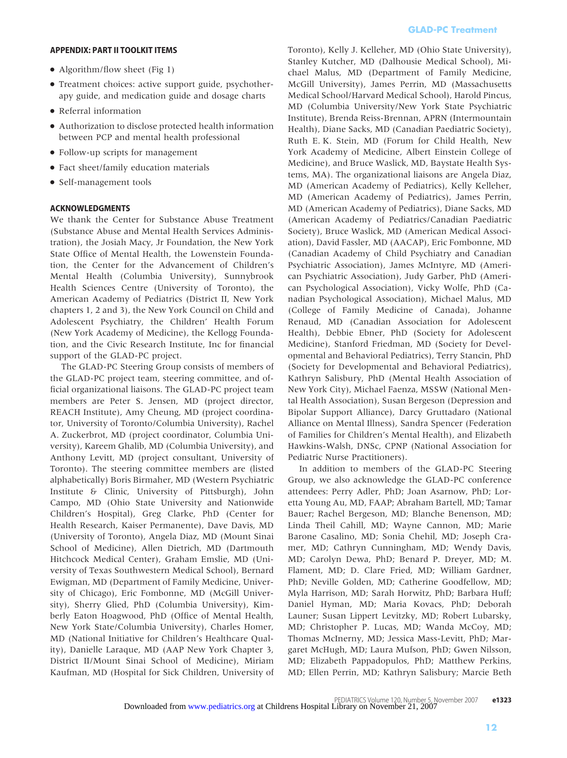## APPENDIX: PART II TOOLKIT ITEMS

- Algorithm/flow sheet (Fig 1)
- Treatment choices: active support guide, psychotherapy guide, and medication guide and dosage charts
- Referral information
- Authorization to disclose protected health information between PCP and mental health professional
- Follow-up scripts for management
- Fact sheet/family education materials
- Self-management tools

## ACKNOWLEDGMENTS

We thank the Center for Substance Abuse Treatment (Substance Abuse and Mental Health Services Administration), the Josiah Macy, Jr Foundation, the New York State Office of Mental Health, the Lowenstein Foundation, the Center for the Advancement of Children's Mental Health (Columbia University), Sunnybrook Health Sciences Centre (University of Toronto), the American Academy of Pediatrics (District II, New York chapters 1, 2 and 3), the New York Council on Child and Adolescent Psychiatry, the Children' Health Forum (New York Academy of Medicine), the Kellogg Foundation, and the Civic Research Institute, Inc for financial support of the GLAD-PC project.

The GLAD-PC Steering Group consists of members of the GLAD-PC project team, steering committee, and official organizational liaisons. The GLAD-PC project team members are Peter S. Jensen, MD (project director, REACH Institute), Amy Cheung, MD (project coordinator, University of Toronto/Columbia University), Rachel A. Zuckerbrot, MD (project coordinator, Columbia University), Kareem Ghalib, MD (Columbia University), and Anthony Levitt, MD (project consultant, University of Toronto). The steering committee members are (listed alphabetically) Boris Birmaher, MD (Western Psychiatric Institute & Clinic, University of Pittsburgh), John Campo, MD (Ohio State University and Nationwide Children's Hospital), Greg Clarke, PhD (Center for Health Research, Kaiser Permanente), Dave Davis, MD (University of Toronto), Angela Diaz, MD (Mount Sinai School of Medicine), Allen Dietrich, MD (Dartmouth Hitchcock Medical Center), Graham Emslie, MD (University of Texas Southwestern Medical School), Bernard Ewigman, MD (Department of Family Medicine, University of Chicago), Eric Fombonne, MD (McGill University), Sherry Glied, PhD (Columbia University), Kimberly Eaton Hoagwood, PhD (Office of Mental Health, New York State/Columbia University), Charles Homer, MD (National Initiative for Children's Healthcare Quality), Danielle Laraque, MD (AAP New York Chapter 3, District II/Mount Sinai School of Medicine), Miriam Kaufman, MD (Hospital for Sick Children, University of Toronto), Kelly J. Kelleher, MD (Ohio State University), Stanley Kutcher, MD (Dalhousie Medical School), Michael Malus, MD (Department of Family Medicine, McGill University), James Perrin, MD (Massachusetts Medical School/Harvard Medical School), Harold Pincus, MD (Columbia University/New York State Psychiatric Institute), Brenda Reiss-Brennan, APRN (Intermountain Health), Diane Sacks, MD (Canadian Paediatric Society), Ruth E. K. Stein, MD (Forum for Child Health, New York Academy of Medicine, Albert Einstein College of Medicine), and Bruce Waslick, MD, Baystate Health Systems, MA). The organizational liaisons are Angela Diaz, MD (American Academy of Pediatrics), Kelly Kelleher, MD (American Academy of Pediatrics), James Perrin, MD (American Academy of Pediatrics), Diane Sacks, MD (American Academy of Pediatrics/Canadian Paediatric Society), Bruce Waslick, MD (American Medical Association), David Fassler, MD (AACAP), Eric Fombonne, MD (Canadian Academy of Child Psychiatry and Canadian Psychiatric Association), James McIntyre, MD (American Psychiatric Association), Judy Garber, PhD (American Psychological Association), Vicky Wolfe, PhD (Canadian Psychological Association), Michael Malus, MD (College of Family Medicine of Canada), Johanne Renaud, MD (Canadian Association for Adolescent Health), Debbie Ebner, PhD (Society for Adolescent Medicine), Stanford Friedman, MD (Society for Developmental and Behavioral Pediatrics), Terry Stancin, PhD (Society for Developmental and Behavioral Pediatrics), Kathryn Salisbury, PhD (Mental Health Association of New York City), Michael Faenza, MSSW (National Mental Health Association), Susan Bergeson (Depression and Bipolar Support Alliance), Darcy Gruttadaro (National Alliance on Mental Illness), Sandra Spencer (Federation of Families for Children's Mental Health), and Elizabeth Hawkins-Walsh, DNSc, CPNP (National Association for Pediatric Nurse Practitioners).

In addition to members of the GLAD-PC Steering Group, we also acknowledge the GLAD-PC conference attendees: Perry Adler, PhD; Joan Asarnow, PhD; Loretta Young Au, MD, FAAP; Abraham Bartell, MD; Tamar Bauer; Rachel Bergeson, MD; Blanche Benenson, MD; Linda Theil Cahill, MD; Wayne Cannon, MD; Marie Barone Casalino, MD; Sonia Chehil, MD; Joseph Cramer, MD; Cathryn Cunningham, MD; Wendy Davis, MD; Carolyn Dewa, PhD; Benard P. Dreyer, MD; M. Flament, MD; D. Clare Fried, MD; William Gardner, PhD; Neville Golden, MD; Catherine Goodfellow, MD; Myla Harrison, MD; Sarah Horwitz, PhD; Barbara Huff; Daniel Hyman, MD; Maria Kovacs, PhD; Deborah Launer; Susan Lippert Levitzky, MD; Robert Lubarsky, MD; Christopher P. Lucas, MD; Wanda McCoy, MD; Thomas McInerny, MD; Jessica Mass-Levitt, PhD; Margaret McHugh, MD; Laura Mufson, PhD; Gwen Nilsson, MD; Elizabeth Pappadopulos, PhD; Matthew Perkins, MD; Ellen Perrin, MD; Kathryn Salisbury; Marcie Beth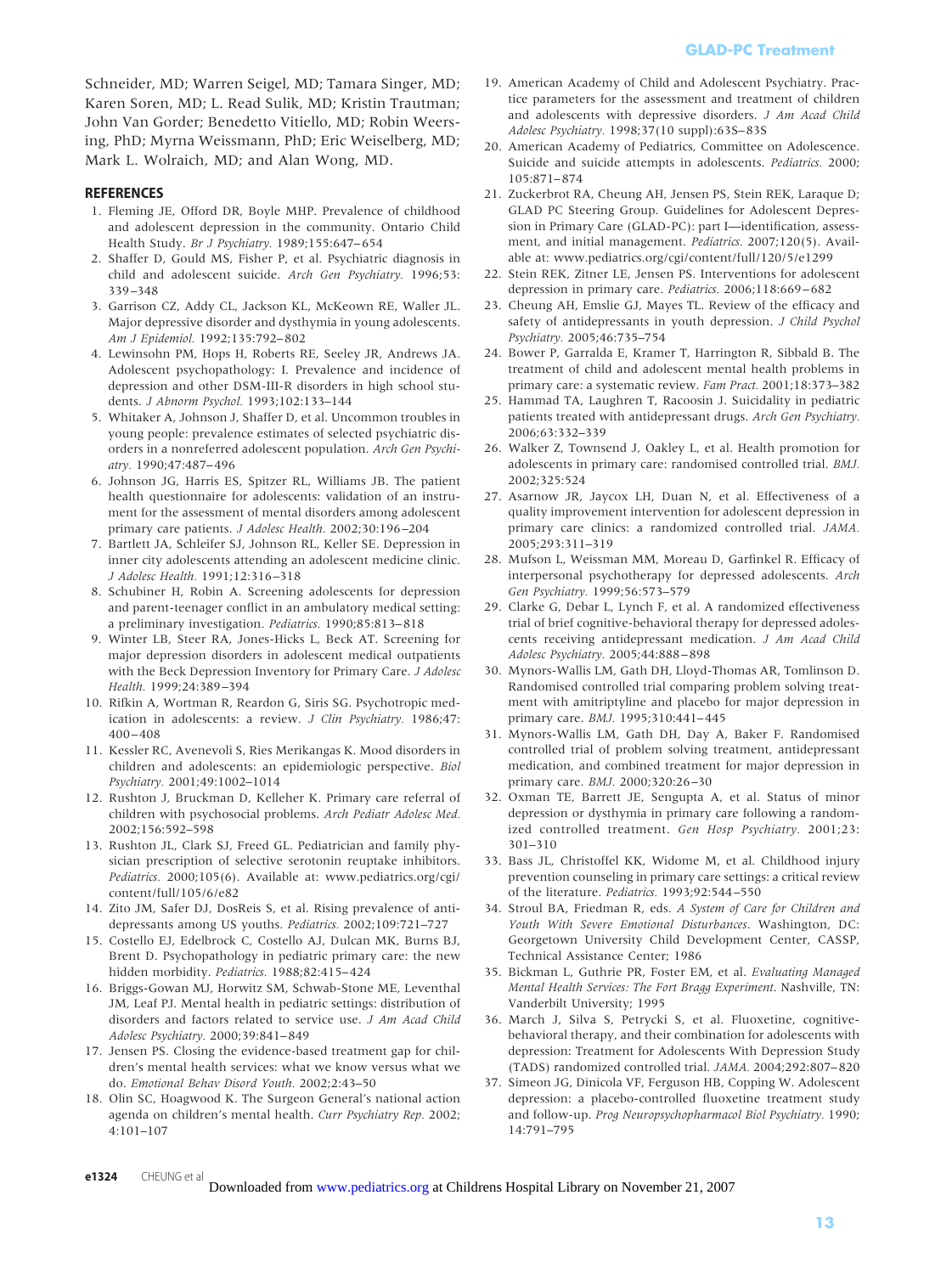Schneider, MD; Warren Seigel, MD; Tamara Singer, MD; Karen Soren, MD; L. Read Sulik, MD; Kristin Trautman; John Van Gorder; Benedetto Vitiello, MD; Robin Weersing, PhD; Myrna Weissmann, PhD; Eric Weiselberg, MD; Mark L. Wolraich, MD; and Alan Wong, MD.

## REFERENCES

1. Fleming JE, Offord DR, Boyle MHP. Prevalence of childhood and adolescent depression in the community. Ontario Child Health Study. *Br J Psychiatry.* 1989;155:647–654
2. Shaffer D, Gould MS, Fisher P, et al. Psychiatric diagnosis in child and adolescent suicide. *Arch Gen Psychiatry.* 1996;53:339–348
3. Garrison CZ, Addy CL, Jackson KL, McKeown RE, Waller JL. Major depressive disorder and dysthymia in young adolescents. *Am J Epidemiol.* 1992;135:792–802
4. Lewinsohn PM, Hops H, Roberts RE, Seeley JR, Andrews JA. Adolescent psychopathology: I. Prevalence and incidence of depression and other DSM-III-R disorders in high school students. *J Abnorm Psychol.* 1993;102:133–144
5. Whitaker A, Johnson J, Shaffer D, et al. Uncommon troubles in young people: prevalence estimates of selected psychiatric disorders in a nonreferred adolescent population. *Arch Gen Psychiatry.* 1990;47:487–496
6. Johnson JG, Harris ES, Spitzer RL, Williams JB. The patient health questionnaire for adolescents: validation of an instrument for the assessment of mental disorders among adolescent primary care patients. *J Adolesc Health.* 2002;30:196–204
7. Bartlett JA, Schleifer SJ, Johnson RL, Keller SE. Depression in inner city adolescents attending an adolescent medicine clinic. *J Adolesc Health.* 1991;12:316–318
8. Schubiner H, Robin A. Screening adolescents for depression and parent-teenager conflict in an ambulatory medical setting: a preliminary investigation. *Pediatrics.* 1990;85:813–818
9. Winter LB, Steer RA, Jones-Hicks L, Beck AT. Screening for major depression disorders in adolescent medical outpatients with the Beck Depression Inventory for Primary Care. *J Adolesc Health.* 1999;24:389–394
10. Rifkin A, Wortman R, Reardon G, Siris SG. Psychotropic medication in adolescents: a review. *J Clin Psychiatry.* 1986;47:400–408
11. Kessler RC, Avenevoli S, Ries Merikangas K. Mood disorders in children and adolescents: an epidemiologic perspective. *Biol Psychiatry.* 2001;49:1002–1014
12. Rushton J, Bruckman D, Kelleher K. Primary care referral of children with psychosocial problems. *Arch Pediatr Adolesc Med.* 2002;156:592–598
13. Rushton JL, Clark SJ, Freed GL. Pediatrician and family physician prescription of selective serotonin reuptake inhibitors. *Pediatrics.* 2000;105(6). Available at: www.pediatrics.org/cgi/content/full/105/6/e82
14. Zito JM, Safer DJ, DosReis S, et al. Rising prevalence of antidepressants among US youths. *Pediatrics.* 2002;109:721–727
15. Costello EJ, Edelbrock C, Costello AJ, Dulcan MK, Burns BJ, Brent D. Psychopathology in pediatric primary care: the new hidden morbidity. *Pediatrics.* 1988;82:415–424
16. Briggs-Gowan MJ, Horwitz SM, Schwab-Stone ME, Leventhal JM, Leaf PJ. Mental health in pediatric settings: distribution of disorders and factors related to service use. *J Am Acad Child Adolesc Psychiatry.* 2000;39:841–849
17. Jensen PS. Closing the evidence-based treatment gap for children's mental health services: what we know versus what we do. *Emotional Behav Disord Youth.* 2002;2:43–50
18. Olin SC, Hoagwood K. The Surgeon General's national action agenda on children's mental health. *Curr Psychiatry Rep.* 2002;4:101–107
19. American Academy of Child and Adolescent Psychiatry. Practice parameters for the assessment and treatment of children and adolescents with depressive disorders. *J Am Acad Child Adolesc Psychiatry.* 1998;37(10 suppl):63S–83S
20. American Academy of Pediatrics, Committee on Adolescence. Suicide and suicide attempts in adolescents. *Pediatrics.* 2000;105:871–874
21. Zuckerbrot RA, Cheung AH, Jensen PS, Stein REK, Laraque D; GLAD PC Steering Group. Guidelines for Adolescent Depression in Primary Care (GLAD-PC): part I—identification, assessment, and initial management. *Pediatrics.* 2007;120(5). Available at: www.pediatrics.org/cgi/content/full/120/5/e1299
22. Stein REK, Zitner LE, Jensen PS. Interventions for adolescent depression in primary care. *Pediatrics.* 2006;118:669–682
23. Cheung AH, Emslie GJ, Mayes TL. Review of the efficacy and safety of antidepressants in youth depression. *J Child Psychol Psychiatry.* 2005;46:735–754
24. Bower P, Garralda E, Kramer T, Harrington R, Sibbald B. The treatment of child and adolescent mental health problems in primary care: a systematic review. *Fam Pract.* 2001;18:373–382
25. Hammad TA, Laughren T, Racoosin J. Suicidality in pediatric patients treated with antidepressant drugs. *Arch Gen Psychiatry.* 2006;63:332–339
26. Walker Z, Townsend J, Oakley L, et al. Health promotion for adolescents in primary care: randomised controlled trial. *BMJ.* 2002;325:524
27. Asarnow JR, Jaycox LH, Duan N, et al. Effectiveness of a quality improvement intervention for adolescent depression in primary care clinics: a randomized controlled trial. *JAMA.* 2005;293:311–319
28. Mufson L, Weissman MM, Moreau D, Garfinkel R. Efficacy of interpersonal psychotherapy for depressed adolescents. *Arch Gen Psychiatry.* 1999;56:573–579
29. Clarke G, Debar L, Lynch F, et al. A randomized effectiveness trial of brief cognitive-behavioral therapy for depressed adolescents receiving antidepressant medication. *J Am Acad Child Adolesc Psychiatry.* 2005;44:888–898
30. Mynors-Wallis LM, Gath DH, Lloyd-Thomas AR, Tomlinson D. Randomised controlled trial comparing problem solving treatment with amitriptyline and placebo for major depression in primary care. *BMJ.* 1995;310:441–445
31. Mynors-Wallis LM, Gath DH, Day A, Baker F. Randomised controlled trial of problem solving treatment, antidepressant medication, and combined treatment for major depression in primary care. *BMJ.* 2000;320:26–30
32. Oxman TE, Barrett JE, Sengupta A, et al. Status of minor depression or dysthymia in primary care following a randomized controlled treatment. *Gen Hosp Psychiatry.* 2001;23:301–310
33. Bass JL, Christoffel KK, Widome M, et al. Childhood injury prevention counseling in primary care settings: a critical review of the literature. *Pediatrics.* 1993;92:544–550
34. Stroul BA, Friedman R, eds. *A System of Care for Children and Youth With Severe Emotional Disturbances.* Washington, DC: Georgetown University Child Development Center, CASSP, Technical Assistance Center; 1986
35. Bickman L, Guthrie PR, Foster EM, et al. *Evaluating Managed Mental Health Services: The Fort Bragg Experiment.* Nashville, TN: Vanderbilt University; 1995
36. March J, Silva S, Petrycki S, et al. Fluoxetine, cognitive-behavioral therapy, and their combination for adolescents with depression: Treatment for Adolescents With Depression Study (TADS) randomized controlled trial. *JAMA.* 2004;292:807–820
37. Simeon JG, Dinicola VF, Ferguson HB, Copping W. Adolescent depression: a placebo-controlled fluoxetine treatment study and follow-up. *Prog Neuropsychopharmacol Biol Psychiatry.* 1990;14:791–795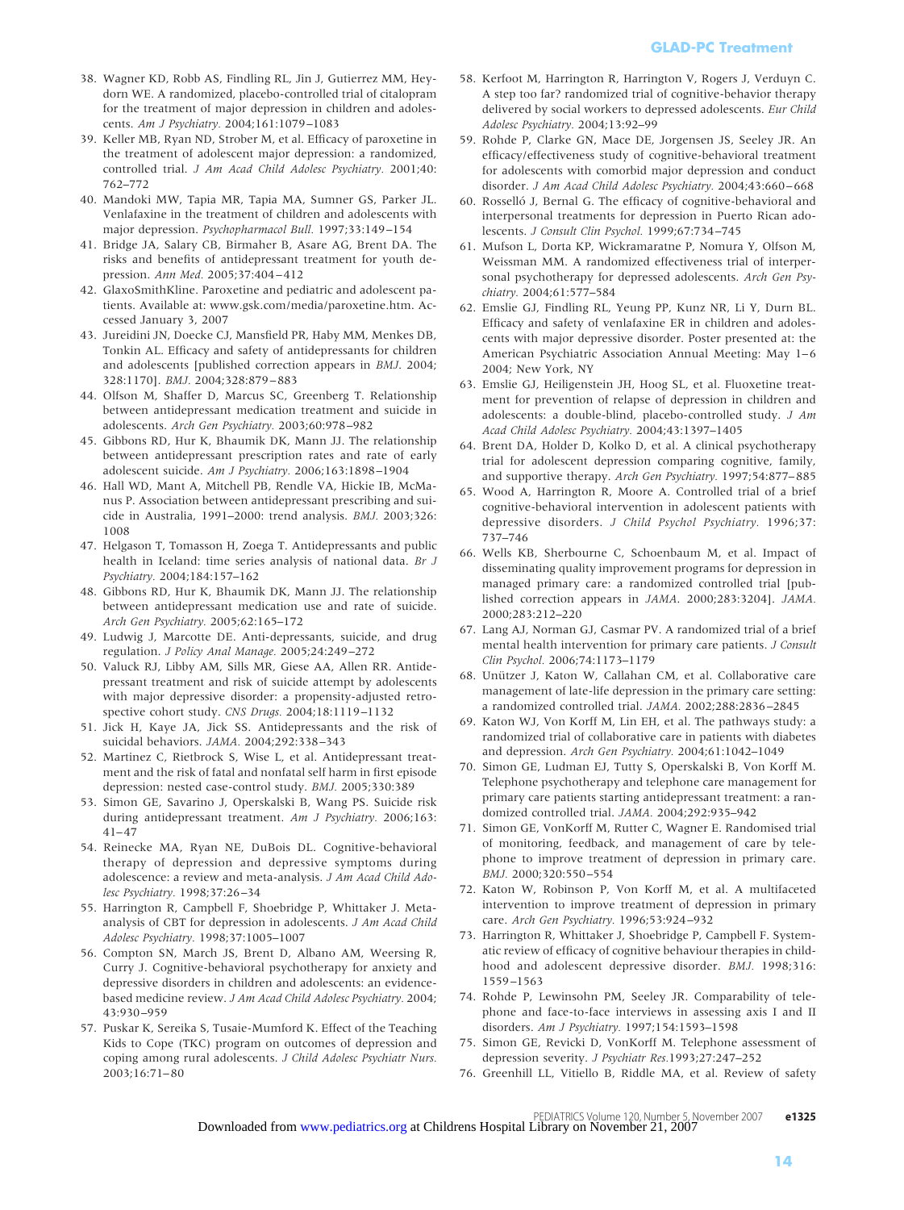38. Wagner KD, Robb AS, Findling RL, Jin J, Gutierrez MM, Heydorn WE. A randomized, placebo-controlled trial of citalopram for the treatment of major depression in children and adolescents. *Am J Psychiatry.* 2004;161:1079–1083
39. Keller MB, Ryan ND, Strober M, et al. Efficacy of paroxetine in the treatment of adolescent major depression: a randomized, controlled trial. *J Am Acad Child Adolesc Psychiatry.* 2001;40: 762–772
40. Mandoki MW, Tapia MR, Tapia MA, Sumner GS, Parker JL. Venlafaxine in the treatment of children and adolescents with major depression. *Psychopharmacol Bull.* 1997;33:149–154
41. Bridge JA, Salary CB, Birmaher B, Asare AG, Brent DA. The risks and benefits of antidepressant treatment for youth depression. *Ann Med.* 2005;37:404–412
42. GlaxoSmithKline. Paroxetine and pediatric and adolescent patients. Available at: www.gsk.com/media/paroxetine.htm. Accessed January 3, 2007
43. Jureidini JN, Doecke CJ, Mansfield PR, Haby MM, Menkes DB, Tonkin AL. Efficacy and safety of antidepressants for children and adolescents [published correction appears in *BMJ*. 2004; 328:1170]. *BMJ.* 2004;328:879–883
44. Olfson M, Shaffer D, Marcus SC, Greenberg T. Relationship between antidepressant medication treatment and suicide in adolescents. *Arch Gen Psychiatry.* 2003;60:978–982
45. Gibbons RD, Hur K, Bhaumik DK, Mann JJ. The relationship between antidepressant prescription rates and rate of early adolescent suicide. *Am J Psychiatry.* 2006;163:1898–1904
46. Hall WD, Mant A, Mitchell PB, Rendle VA, Hickie IB, McManus P. Association between antidepressant prescribing and suicide in Australia, 1991–2000: trend analysis. *BMJ.* 2003;326: 1008
47. Helgason T, Tomasson H, Zoega T. Antidepressants and public health in Iceland: time series analysis of national data. *Br J Psychiatry.* 2004;184:157–162
48. Gibbons RD, Hur K, Bhaumik DK, Mann JJ. The relationship between antidepressant medication use and rate of suicide. *Arch Gen Psychiatry.* 2005;62:165–172
49. Ludwig J, Marcotte DE. Anti-depressants, suicide, and drug regulation. *J Policy Anal Manage.* 2005;24:249–272
50. Valuck RJ, Libby AM, Sills MR, Giese AA, Allen RR. Antidepressant treatment and risk of suicide attempt by adolescents with major depressive disorder: a propensity-adjusted retrospective cohort study. *CNS Drugs.* 2004;18:1119–1132
51. Jick H, Kaye JA, Jick SS. Antidepressants and the risk of suicidal behaviors. *JAMA.* 2004;292:338–343
52. Martinez C, Rietbrock S, Wise L, et al. Antidepressant treatment and the risk of fatal and nonfatal self harm in first episode depression: nested case-control study. *BMJ.* 2005;330:389
53. Simon GE, Savarino J, Operskalski B, Wang PS. Suicide risk during antidepressant treatment. *Am J Psychiatry.* 2006;163: 41–47
54. Reinecke MA, Ryan NE, DuBois DL. Cognitive-behavioral therapy of depression and depressive symptoms during adolescence: a review and meta-analysis. *J Am Acad Child Adolesc Psychiatry.* 1998;37:26–34
55. Harrington R, Campbell F, Shoebridge P, Whittaker J. Meta-analysis of CBT for depression in adolescents. *J Am Acad Child Adolesc Psychiatry.* 1998;37:1005–1007
56. Compton SN, March JS, Brent D, Albano AM, Weersing R, Curry J. Cognitive-behavioral psychotherapy for anxiety and depressive disorders in children and adolescents: an evidence-based medicine review. *J Am Acad Child Adolesc Psychiatry.* 2004; 43:930–959
57. Puskar K, Sereika S, Tusaie-Mumford K. Effect of the Teaching Kids to Cope (TKC) program on outcomes of depression and coping among rural adolescents. *J Child Adolesc Psychiatr Nurs.* 2003;16:71–80
58. Kerfoot M, Harrington R, Harrington V, Rogers J, Verduyn C. A step too far? randomized trial of cognitive-behavior therapy delivered by social workers to depressed adolescents. *Eur Child Adolesc Psychiatry.* 2004;13:92–99
59. Rohde P, Clarke GN, Mace DE, Jorgensen JS, Seeley JR. An efficacy/effectiveness study of cognitive-behavioral treatment for adolescents with comorbid major depression and conduct disorder. *J Am Acad Child Adolesc Psychiatry.* 2004;43:660–668
60. Rosselló J, Bernal G. The efficacy of cognitive-behavioral and interpersonal treatments for depression in Puerto Rican adolescents. *J Consult Clin Psychol.* 1999;67:734–745
61. Mufson L, Dorta KP, Wickramaratne P, Nomura Y, Olfson M, Weissman MM. A randomized effectiveness trial of interpersonal psychotherapy for depressed adolescents. *Arch Gen Psychiatry.* 2004;61:577–584
62. Emslie GJ, Findling RL, Yeung PP, Kunz NR, Li Y, Durn BL. Efficacy and safety of venlafaxine ER in children and adolescents with major depressive disorder. Poster presented at: the American Psychiatric Association Annual Meeting: May 1–6 2004; New York, NY
63. Emslie GJ, Heiligenstein JH, Hoog SL, et al. Fluoxetine treatment for prevention of relapse of depression in children and adolescents: a double-blind, placebo-controlled study. *J Am Acad Child Adolesc Psychiatry.* 2004;43:1397–1405
64. Brent DA, Holder D, Kolko D, et al. A clinical psychotherapy trial for adolescent depression comparing cognitive, family, and supportive therapy. *Arch Gen Psychiatry.* 1997;54:877–885
65. Wood A, Harrington R, Moore A. Controlled trial of a brief cognitive-behavioral intervention in adolescent patients with depressive disorders. *J Child Psychol Psychiatry.* 1996;37: 737–746
66. Wells KB, Sherbourne C, Schoenbaum M, et al. Impact of disseminating quality improvement programs for depression in managed primary care: a randomized controlled trial [published correction appears in *JAMA*. 2000;283:3204]. *JAMA.* 2000;283:212–220
67. Lang AJ, Norman GJ, Casmar PV. A randomized trial of a brief mental health intervention for primary care patients. *J Consult Clin Psychol.* 2006;74:1173–1179
68. Unützer J, Katon W, Callahan CM, et al. Collaborative care management of late-life depression in the primary care setting: a randomized controlled trial. *JAMA.* 2002;288:2836–2845
69. Katon WJ, Von Korff M, Lin EH, et al. The pathways study: a randomized trial of collaborative care in patients with diabetes and depression. *Arch Gen Psychiatry.* 2004;61:1042–1049
70. Simon GE, Ludman EJ, Tutty S, Operskalski B, Von Korff M. Telephone psychotherapy and telephone care management for primary care patients starting antidepressant treatment: a randomized controlled trial. *JAMA.* 2004;292:935–942
71. Simon GE, VonKorff M, Rutter C, Wagner E. Randomised trial of monitoring, feedback, and management of care by telephone to improve treatment of depression in primary care. *BMJ.* 2000;320:550–554
72. Katon W, Robinson P, Von Korff M, et al. A multifaceted intervention to improve treatment of depression in primary care. *Arch Gen Psychiatry.* 1996;53:924–932
73. Harrington R, Whittaker J, Shoebridge P, Campbell F. Systematic review of efficacy of cognitive behaviour therapies in childhood and adolescent depressive disorder. *BMJ.* 1998;316: 1559–1563
74. Rohde P, Lewinsohn PM, Seeley JR. Comparability of telephone and face-to-face interviews in assessing axis I and II disorders. *Am J Psychiatry.* 1997;154:1593–1598
75. Simon GE, Revicki D, VonKorff M. Telephone assessment of depression severity. *J Psychiatr Res.*1993;27:247–252
76. Greenhill LL, Vitiello B, Riddle MA, et al. Review of safety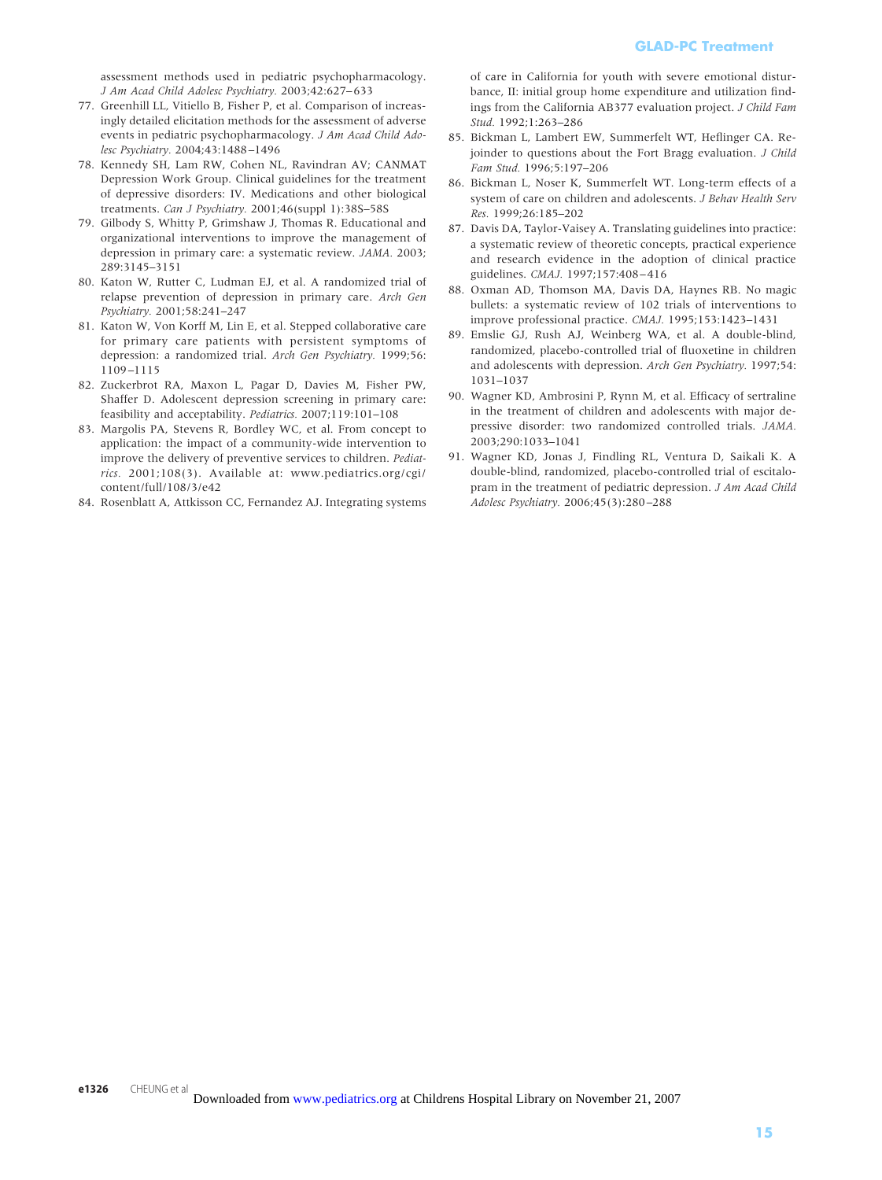assessment methods used in pediatric psychopharmacology. *J Am Acad Child Adolesc Psychiatry.* 2003;42:627–633

77. Greenhill LL, Vitiello B, Fisher P, et al. Comparison of increasingly detailed elicitation methods for the assessment of adverse events in pediatric psychopharmacology. *J Am Acad Child Adolesc Psychiatry.* 2004;43:1488–1496
78. Kennedy SH, Lam RW, Cohen NL, Ravindran AV; CANMAT Depression Work Group. Clinical guidelines for the treatment of depressive disorders: IV. Medications and other biological treatments. *Can J Psychiatry.* 2001;46(suppl 1):38S–58S
79. Gilbody S, Whitty P, Grimshaw J, Thomas R. Educational and organizational interventions to improve the management of depression in primary care: a systematic review. *JAMA.* 2003; 289:3145–3151
80. Katon W, Rutter C, Ludman EJ, et al. A randomized trial of relapse prevention of depression in primary care. *Arch Gen Psychiatry.* 2001;58:241–247
81. Katon W, Von Korff M, Lin E, et al. Stepped collaborative care for primary care patients with persistent symptoms of depression: a randomized trial. *Arch Gen Psychiatry.* 1999;56: 1109–1115
82. Zuckerbrot RA, Maxon L, Pagar D, Davies M, Fisher PW, Shaffer D. Adolescent depression screening in primary care: feasibility and acceptability. *Pediatrics.* 2007;119:101–108
83. Margolis PA, Stevens R, Bordley WC, et al. From concept to application: the impact of a community-wide intervention to improve the delivery of preventive services to children. *Pediatrics.* 2001;108(3). Available at: www.pediatrics.org/cgi/content/full/108/3/e42
84. Rosenblatt A, Attkisson CC, Fernandez AJ. Integrating systems of care in California for youth with severe emotional disturbance, II: initial group home expenditure and utilization findings from the California AB377 evaluation project. *J Child Fam Stud.* 1992;1:263–286
85. Bickman L, Lambert EW, Summerfelt WT, Heflinger CA. Rejoinder to questions about the Fort Bragg evaluation. *J Child Fam Stud.* 1996;5:197–206
86. Bickman L, Noser K, Summerfelt WT. Long-term effects of a system of care on children and adolescents. *J Behav Health Serv Res.* 1999;26:185–202
87. Davis DA, Taylor-Vaisey A. Translating guidelines into practice: a systematic review of theoretic concepts, practical experience and research evidence in the adoption of clinical practice guidelines. *CMAJ.* 1997;157:408–416
88. Oxman AD, Thomson MA, Davis DA, Haynes RB. No magic bullets: a systematic review of 102 trials of interventions to improve professional practice. *CMAJ.* 1995;153:1423–1431
89. Emslie GJ, Rush AJ, Weinberg WA, et al. A double-blind, randomized, placebo-controlled trial of fluoxetine in children and adolescents with depression. *Arch Gen Psychiatry.* 1997;54: 1031–1037
90. Wagner KD, Ambrosini P, Rynn M, et al. Efficacy of sertraline in the treatment of children and adolescents with major depressive disorder: two randomized controlled trials. *JAMA.* 2003;290:1033–1041
91. Wagner KD, Jonas J, Findling RL, Ventura D, Saikali K. A double-blind, randomized, placebo-controlled trial of escitalopram in the treatment of pediatric depression. *J Am Acad Child Adolesc Psychiatry.* 2006;45(3):280–288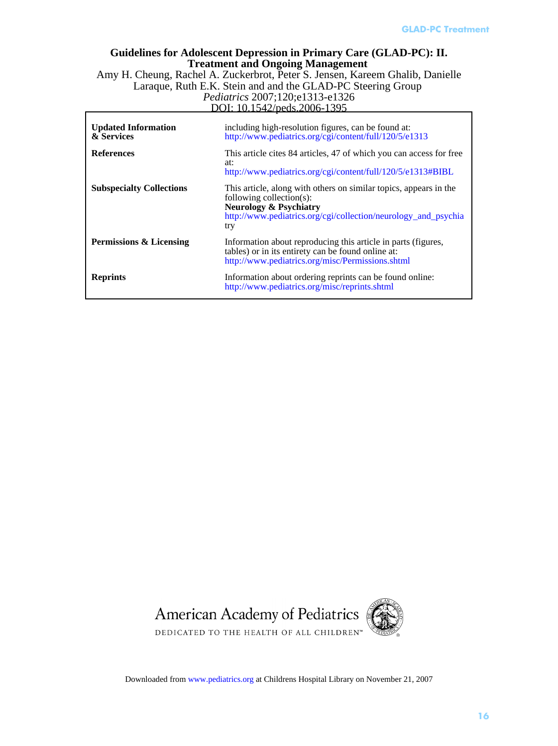**Guidelines for Adolescent Depression in Primary Care (GLAD-PC): II. Treatment and Ongoing Management**

Amy H. Cheung, Rachel A. Zuckerbrot, Peter S. Jensen, Kareem Ghalib, Danielle Laraque, Ruth E.K. Stein and and the GLAD-PC Steering Group

*Pediatrics* 2007;120;e1313-e1326

DOI: 10.1542/peds.2006-1395

| | |
|---|---|
| **Updated Information & Services** | including high-resolution figures, can be found at: http://www.pediatrics.org/cgi/content/full/120/5/e1313 |
| **References** | This article cites 84 articles, 47 of which you can access for free at: http://www.pediatrics.org/cgi/content/full/120/5/e1313#BIBL |
| **Subspecialty Collections** | This article, along with others on similar topics, appears in the following collection(s): **Neurology & Psychiatry** http://www.pediatrics.org/cgi/collection/neurology_and_psychiatry |
| **Permissions & Licensing** | Information about reproducing this article in parts (figures, tables) or in its entirety can be found online at: http://www.pediatrics.org/misc/Permissions.shtml |
| **Reprints** | Information about ordering reprints can be found online: http://www.pediatrics.org/misc/reprints.shtml |

American Academy of Pediatrics

DEDICATED TO THE HEALTH OF ALL CHILDREN™

Downloaded from www.pediatrics.org at Childrens Hospital Library on November 21, 2007